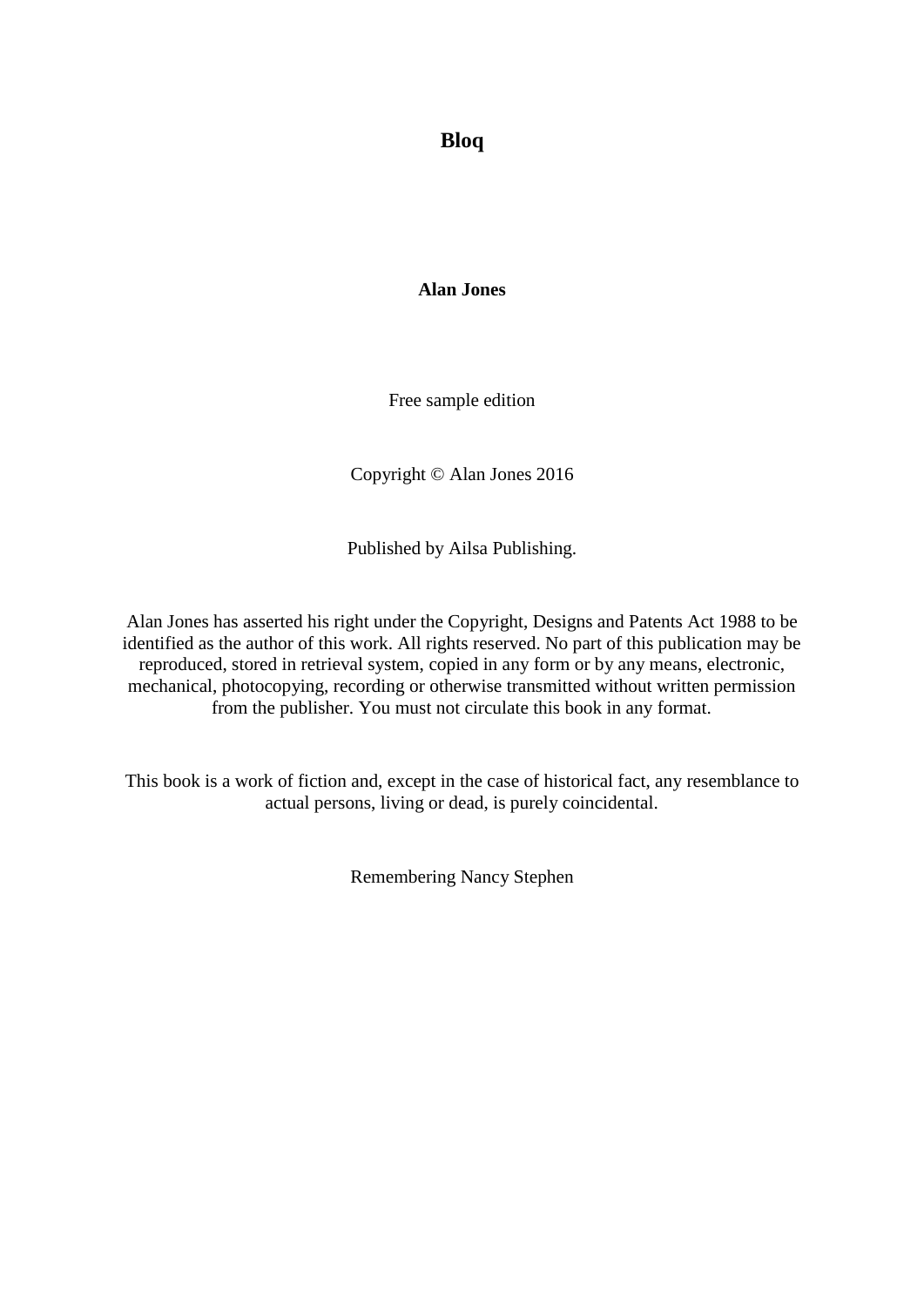# Bloq

**Alan Jones**

Free sample edition

Copyright © Alan Jones 2016

Published by Ailsa Publishing.

Alan Jones has asserted his right under the Copyright, Designs and Patents Act 1988 to be identified as the author of this work. All rights reserved. No part of this publication may be reproduced, stored in retrieval system, copied in any form or by any means, electronic, mechanical, photocopying, recording or otherwise transmitted without written permission from the publisher. You must not circulate this book in any format.

This book is a work of fiction and, except in the case of historical fact, any resemblance to actual persons, living or dead, is purely coincidental.

Remembering Nancy Stephen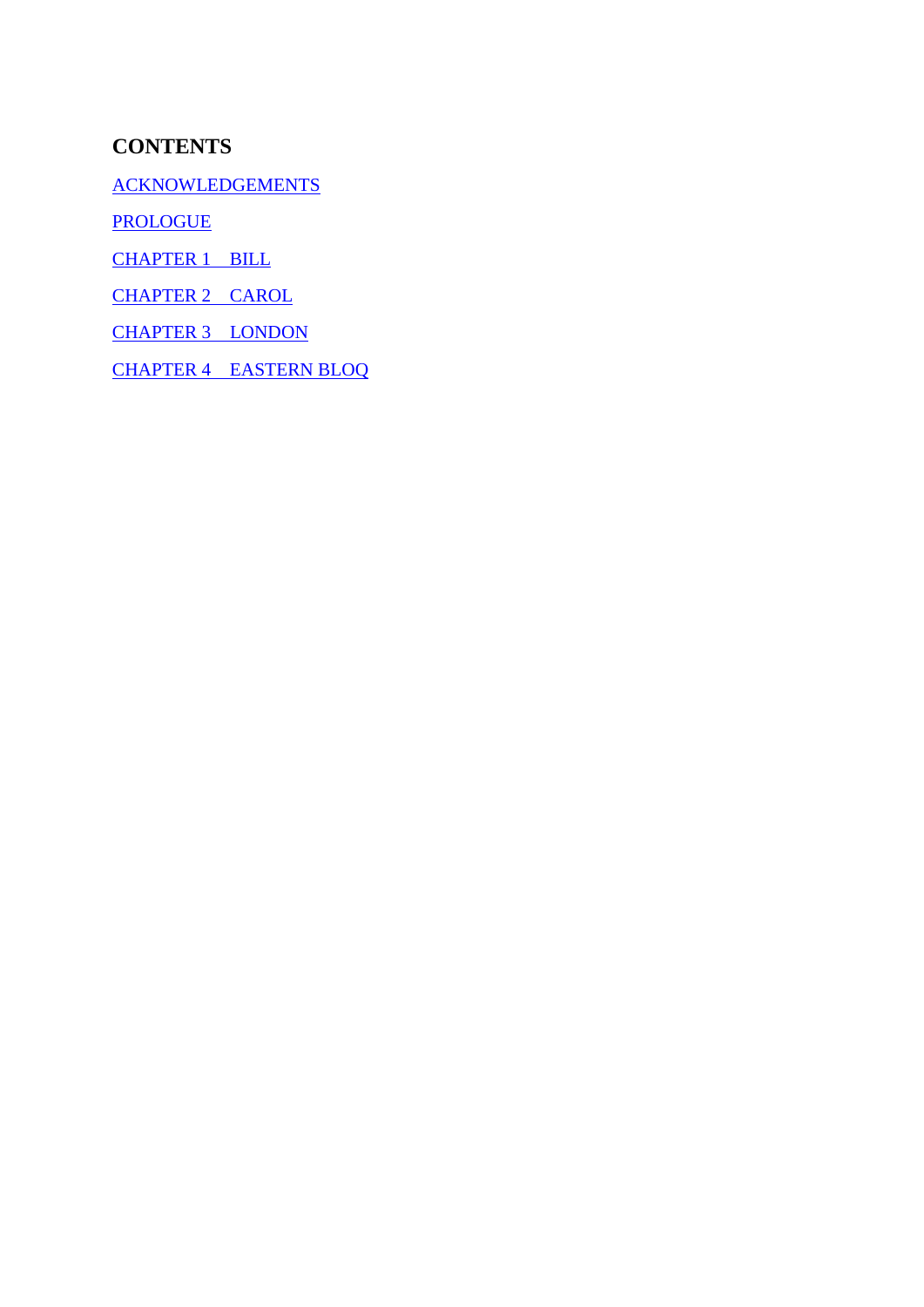# CONTENTS

ACKNOWLEDGEMENTS

PROLOGUE

CHAPTER 1 BILL

CHAPTER 2 CAROL

CHAPTER 3 LONDON

CHAPTER 4 EASTERN BLOQ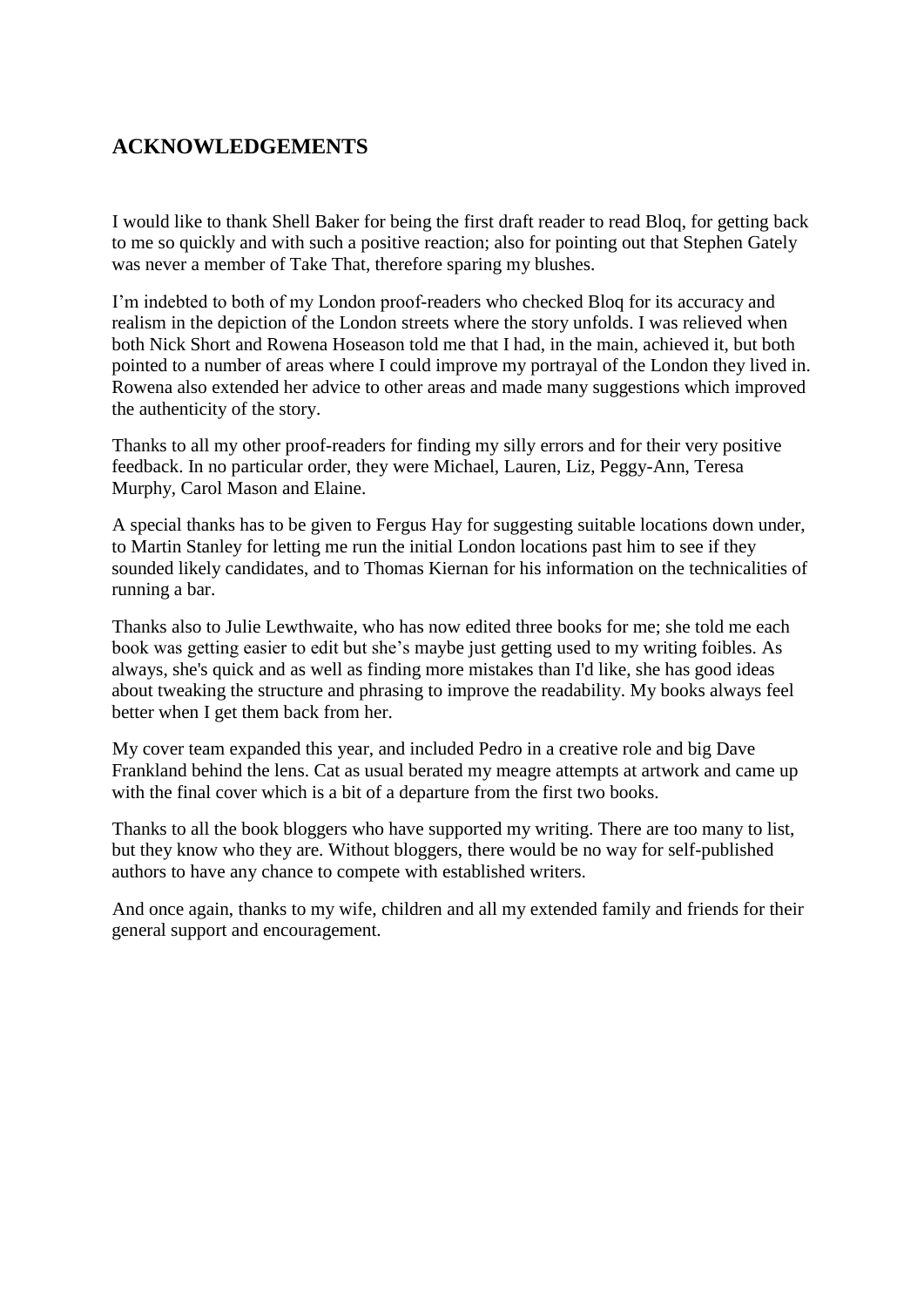## ACKNOWLEDGEMENTS

I would like to thank Shell Baker for being the first draft reader to read Bloq, for getting back to me so quickly and with such a positive reaction; also for pointing out that Stephen Gately was never a member of Take That, therefore sparing my blushes.

I'm indebted to both of my London proof-readers who checked Bloq for its accuracy and realism in the depiction of the London streets where the story unfolds. I was relieved when both Nick Short and Rowena Hoseason told me that I had, in the main, achieved it, but both pointed to a number of areas where I could improve my portrayal of the London they lived in. Rowena also extended her advice to other areas and made many suggestions which improved the authenticity of the story.

Thanks to all my other proof-readers for finding my silly errors and for their very positive feedback. In no particular order, they were Michael, Lauren, Liz, Peggy-Ann, Teresa Murphy, Carol Mason and Elaine.

A special thanks has to be given to Fergus Hay for suggesting suitable locations down under, to Martin Stanley for letting me run the initial London locations past him to see if they sounded likely candidates, and to Thomas Kiernan for his information on the technicalities of running a bar.

Thanks also to Julie Lewthwaite, who has now edited three books for me; she told me each book was getting easier to edit but she's maybe just getting used to my writing foibles. As always, she's quick and as well as finding more mistakes than I'd like, she has good ideas about tweaking the structure and phrasing to improve the readability. My books always feel better when I get them back from her.

My cover team expanded this year, and included Pedro in a creative role and big Dave Frankland behind the lens. Cat as usual berated my meagre attempts at artwork and came up with the final cover which is a bit of a departure from the first two books.

Thanks to all the book bloggers who have supported my writing. There are too many to list, but they know who they are. Without bloggers, there would be no way for self-published authors to have any chance to compete with established writers.

And once again, thanks to my wife, children and all my extended family and friends for their general support and encouragement.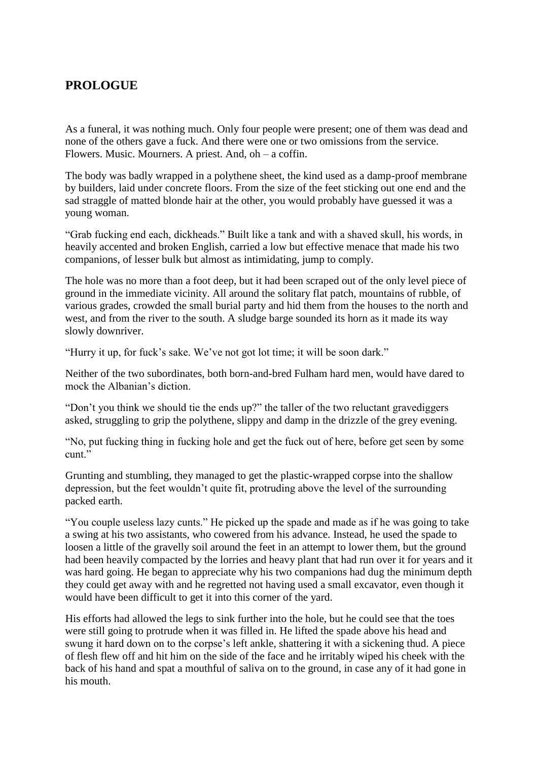## PROLOGUE

As a funeral, it was nothing much. Only four people were present; one of them was dead and none of the others gave a fuck. And there were one or two omissions from the service. Flowers. Music. Mourners. A priest. And, oh – a coffin.

The body was badly wrapped in a polythene sheet, the kind used as a damp-proof membrane by builders, laid under concrete floors. From the size of the feet sticking out one end and the sad straggle of matted blonde hair at the other, you would probably have guessed it was a young woman.

"Grab fucking end each, dickheads." Built like a tank and with a shaved skull, his words, in heavily accented and broken English, carried a low but effective menace that made his two companions, of lesser bulk but almost as intimidating, jump to comply.

The hole was no more than a foot deep, but it had been scraped out of the only level piece of ground in the immediate vicinity. All around the solitary flat patch, mountains of rubble, of various grades, crowded the small burial party and hid them from the houses to the north and west, and from the river to the south. A sludge barge sounded its horn as it made its way slowly downriver.

"Hurry it up, for fuck's sake. We've not got lot time; it will be soon dark."

Neither of the two subordinates, both born-and-bred Fulham hard men, would have dared to mock the Albanian's diction.

"Don't you think we should tie the ends up?" the taller of the two reluctant gravediggers asked, struggling to grip the polythene, slippy and damp in the drizzle of the grey evening.

"No, put fucking thing in fucking hole and get the fuck out of here, before get seen by some cunt."

Grunting and stumbling, they managed to get the plastic-wrapped corpse into the shallow depression, but the feet wouldn't quite fit, protruding above the level of the surrounding packed earth.

"You couple useless lazy cunts." He picked up the spade and made as if he was going to take a swing at his two assistants, who cowered from his advance. Instead, he used the spade to loosen a little of the gravelly soil around the feet in an attempt to lower them, but the ground had been heavily compacted by the lorries and heavy plant that had run over it for years and it was hard going. He began to appreciate why his two companions had dug the minimum depth they could get away with and he regretted not having used a small excavator, even though it would have been difficult to get it into this corner of the yard.

His efforts had allowed the legs to sink further into the hole, but he could see that the toes were still going to protrude when it was filled in. He lifted the spade above his head and swung it hard down on to the corpse's left ankle, shattering it with a sickening thud. A piece of flesh flew off and hit him on the side of the face and he irritably wiped his cheek with the back of his hand and spat a mouthful of saliva on to the ground, in case any of it had gone in his mouth.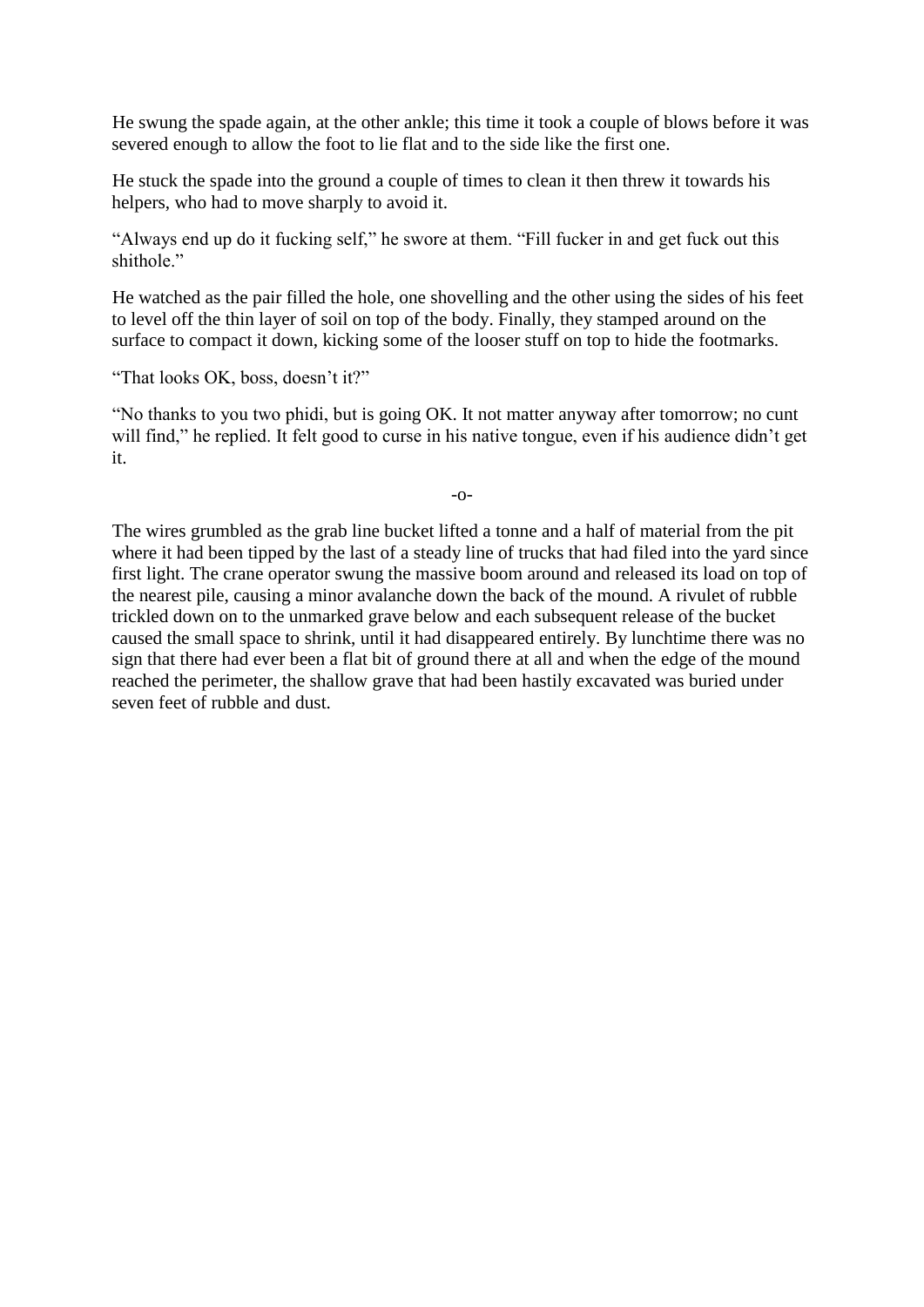He swung the spade again, at the other ankle; this time it took a couple of blows before it was severed enough to allow the foot to lie flat and to the side like the first one.

He stuck the spade into the ground a couple of times to clean it then threw it towards his helpers, who had to move sharply to avoid it.

"Always end up do it fucking self," he swore at them. "Fill fucker in and get fuck out this shithole."

He watched as the pair filled the hole, one shovelling and the other using the sides of his feet to level off the thin layer of soil on top of the body. Finally, they stamped around on the surface to compact it down, kicking some of the looser stuff on top to hide the footmarks.

"That looks OK, boss, doesn't it?"

"No thanks to you two phidi, but is going OK. It not matter anyway after tomorrow; no cunt will find," he replied. It felt good to curse in his native tongue, even if his audience didn't get it.

-o-

The wires grumbled as the grab line bucket lifted a tonne and a half of material from the pit where it had been tipped by the last of a steady line of trucks that had filed into the yard since first light. The crane operator swung the massive boom around and released its load on top of the nearest pile, causing a minor avalanche down the back of the mound. A rivulet of rubble trickled down on to the unmarked grave below and each subsequent release of the bucket caused the small space to shrink, until it had disappeared entirely. By lunchtime there was no sign that there had ever been a flat bit of ground there at all and when the edge of the mound reached the perimeter, the shallow grave that had been hastily excavated was buried under seven feet of rubble and dust.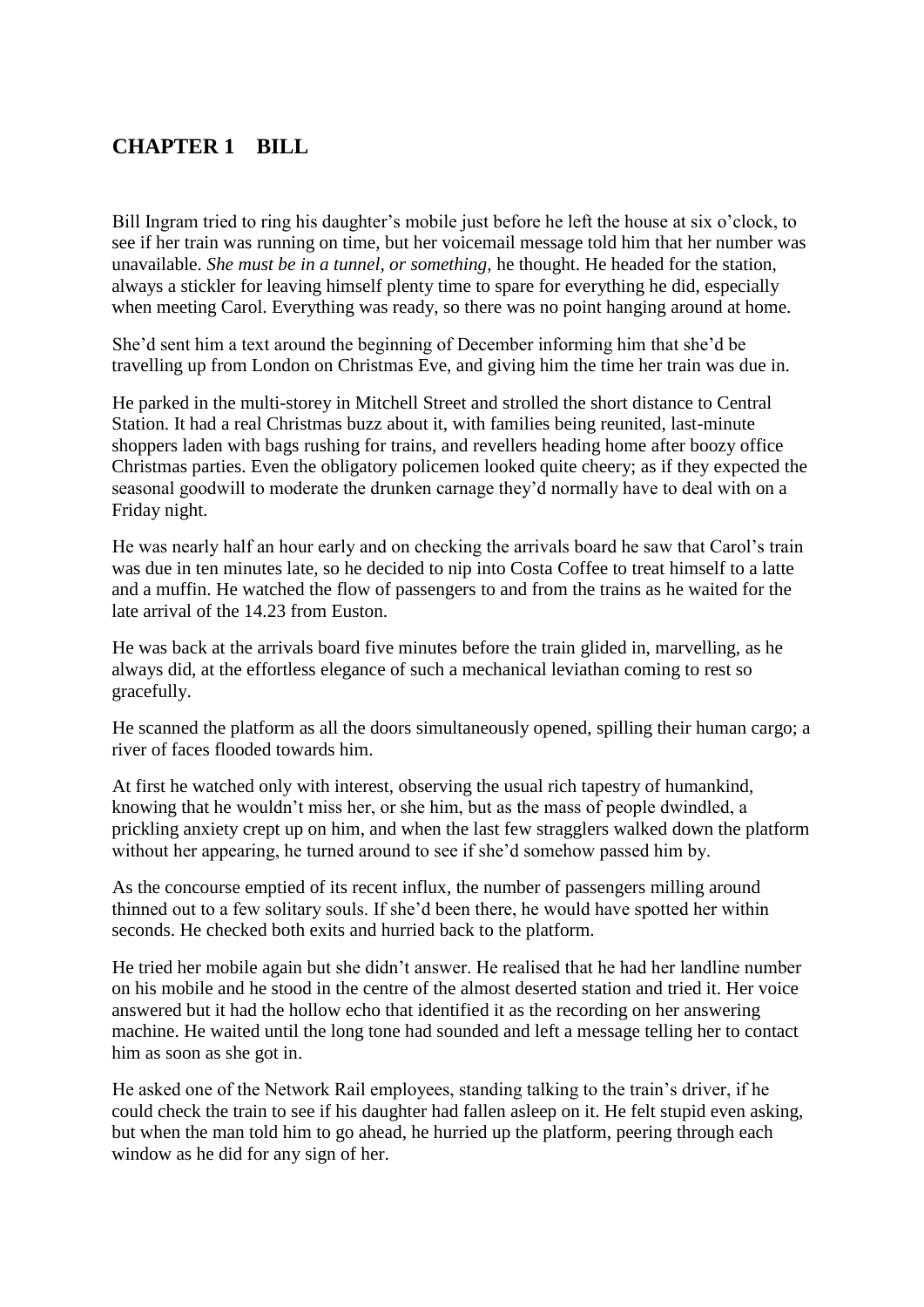## CHAPTER 1 BILL

Bill Ingram tried to ring his daughter's mobile just before he left the house at six o'clock, to see if her train was running on time, but her voicemail message told him that her number was unavailable. *She must be in a tunnel, or something,* he thought. He headed for the station, always a stickler for leaving himself plenty time to spare for everything he did, especially when meeting Carol. Everything was ready, so there was no point hanging around at home.

She'd sent him a text around the beginning of December informing him that she'd be travelling up from London on Christmas Eve, and giving him the time her train was due in.

He parked in the multi-storey in Mitchell Street and strolled the short distance to Central Station. It had a real Christmas buzz about it, with families being reunited, last-minute shoppers laden with bags rushing for trains, and revellers heading home after boozy office Christmas parties. Even the obligatory policemen looked quite cheery; as if they expected the seasonal goodwill to moderate the drunken carnage they'd normally have to deal with on a Friday night.

He was nearly half an hour early and on checking the arrivals board he saw that Carol's train was due in ten minutes late, so he decided to nip into Costa Coffee to treat himself to a latte and a muffin. He watched the flow of passengers to and from the trains as he waited for the late arrival of the 14.23 from Euston.

He was back at the arrivals board five minutes before the train glided in, marvelling, as he always did, at the effortless elegance of such a mechanical leviathan coming to rest so gracefully.

He scanned the platform as all the doors simultaneously opened, spilling their human cargo; a river of faces flooded towards him.

At first he watched only with interest, observing the usual rich tapestry of humankind, knowing that he wouldn't miss her, or she him, but as the mass of people dwindled, a prickling anxiety crept up on him, and when the last few stragglers walked down the platform without her appearing, he turned around to see if she'd somehow passed him by.

As the concourse emptied of its recent influx, the number of passengers milling around thinned out to a few solitary souls. If she'd been there, he would have spotted her within seconds. He checked both exits and hurried back to the platform.

He tried her mobile again but she didn't answer. He realised that he had her landline number on his mobile and he stood in the centre of the almost deserted station and tried it. Her voice answered but it had the hollow echo that identified it as the recording on her answering machine. He waited until the long tone had sounded and left a message telling her to contact him as soon as she got in.

He asked one of the Network Rail employees, standing talking to the train's driver, if he could check the train to see if his daughter had fallen asleep on it. He felt stupid even asking, but when the man told him to go ahead, he hurried up the platform, peering through each window as he did for any sign of her.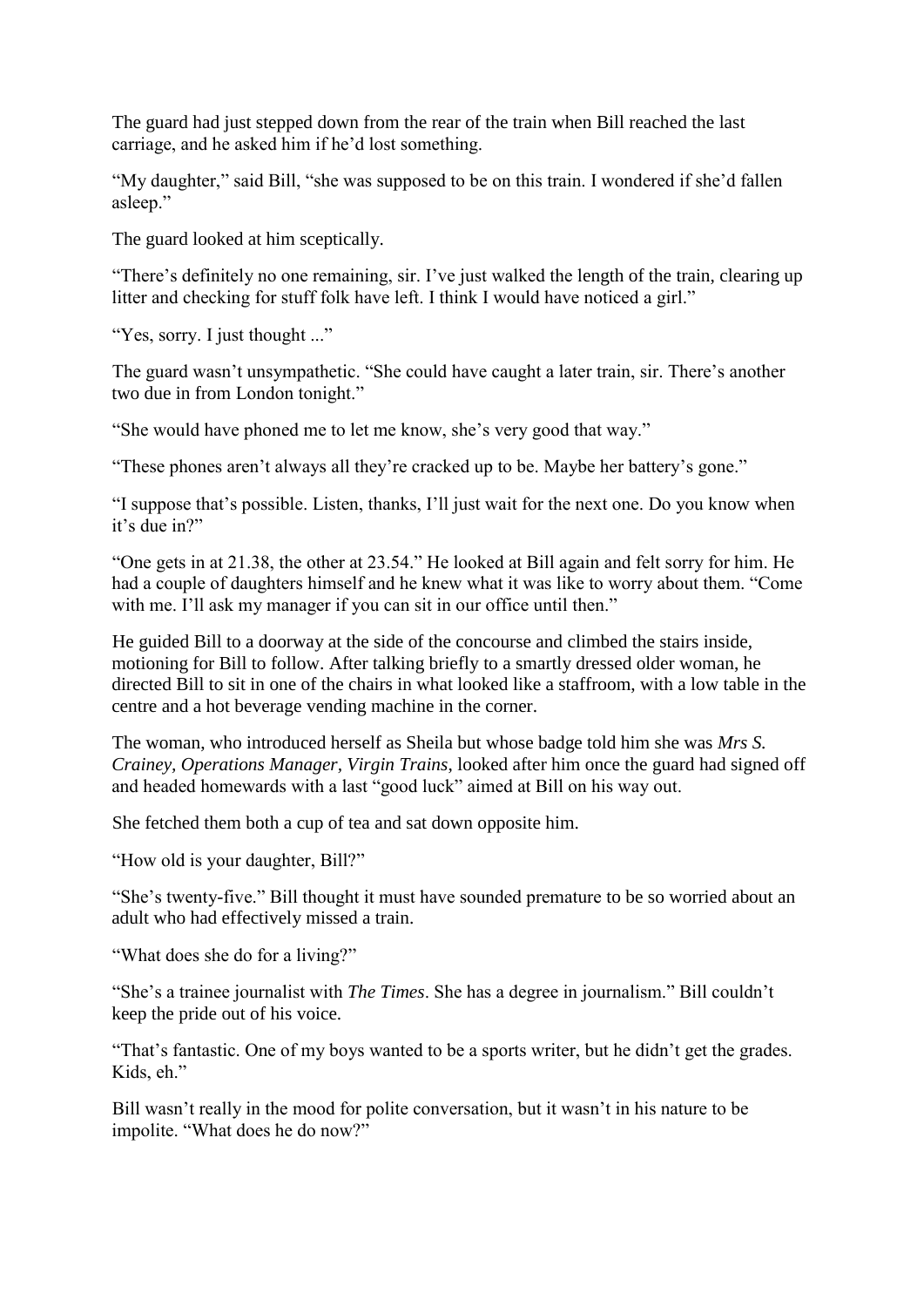The guard had just stepped down from the rear of the train when Bill reached the last carriage, and he asked him if he'd lost something.

"My daughter," said Bill, "she was supposed to be on this train. I wondered if she'd fallen asleep."

The guard looked at him sceptically.

"There's definitely no one remaining, sir. I've just walked the length of the train, clearing up litter and checking for stuff folk have left. I think I would have noticed a girl."

"Yes, sorry. I just thought ..."

The guard wasn't unsympathetic. "She could have caught a later train, sir. There's another two due in from London tonight."

"She would have phoned me to let me know, she's very good that way."

"These phones aren't always all they're cracked up to be. Maybe her battery's gone."

"I suppose that's possible. Listen, thanks, I'll just wait for the next one. Do you know when it's due in?"

"One gets in at 21.38, the other at 23.54." He looked at Bill again and felt sorry for him. He had a couple of daughters himself and he knew what it was like to worry about them. "Come with me. I'll ask my manager if you can sit in our office until then."

He guided Bill to a doorway at the side of the concourse and climbed the stairs inside, motioning for Bill to follow. After talking briefly to a smartly dressed older woman, he directed Bill to sit in one of the chairs in what looked like a staffroom, with a low table in the centre and a hot beverage vending machine in the corner.

The woman, who introduced herself as Sheila but whose badge told him she was *Mrs S. Crainey, Operations Manager, Virgin Trains,* looked after him once the guard had signed off and headed homewards with a last "good luck" aimed at Bill on his way out.

She fetched them both a cup of tea and sat down opposite him.

"How old is your daughter, Bill?"

"She's twenty-five." Bill thought it must have sounded premature to be so worried about an adult who had effectively missed a train.

"What does she do for a living?"

"She's a trainee journalist with *The Times*. She has a degree in journalism." Bill couldn't keep the pride out of his voice.

"That's fantastic. One of my boys wanted to be a sports writer, but he didn't get the grades. Kids, eh."

Bill wasn't really in the mood for polite conversation, but it wasn't in his nature to be impolite. "What does he do now?"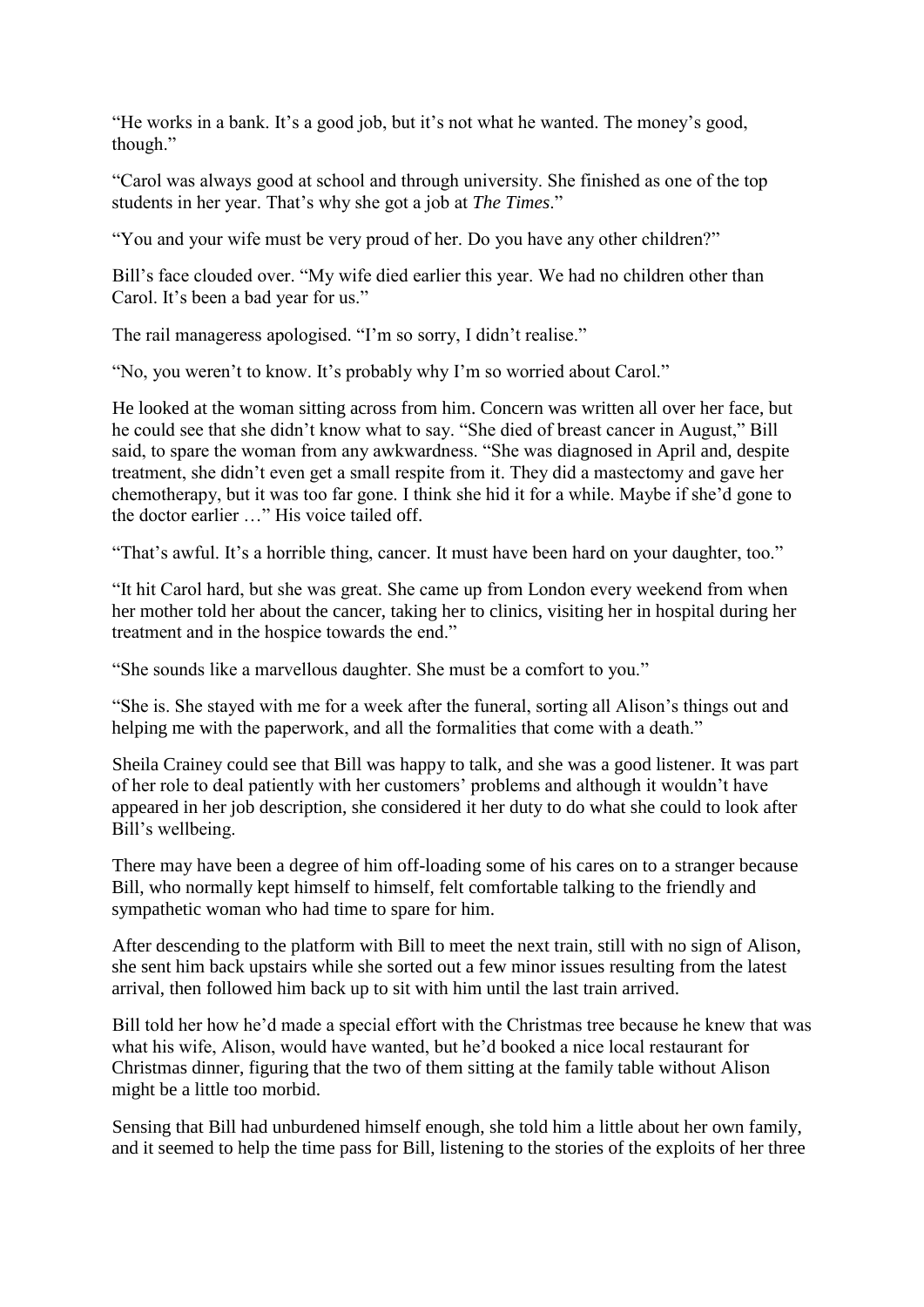“He works in a bank. It’s a good job, but it’s not what he wanted. The money’s good, though.”

“Carol was always good at school and through university. She finished as one of the top students in her year. That’s why she got a job at *The Times*.”

“You and your wife must be very proud of her. Do you have any other children?”

Bill’s face clouded over. “My wife died earlier this year. We had no children other than Carol. It’s been a bad year for us.”

The rail manageress apologised. “I’m so sorry, I didn’t realise.”

“No, you weren’t to know. It’s probably why I’m so worried about Carol.”

He looked at the woman sitting across from him. Concern was written all over her face, but he could see that she didn’t know what to say. “She died of breast cancer in August,” Bill said, to spare the woman from any awkwardness. “She was diagnosed in April and, despite treatment, she didn’t even get a small respite from it. They did a mastectomy and gave her chemotherapy, but it was too far gone. I think she hid it for a while. Maybe if she’d gone to the doctor earlier …” His voice tailed off.

“That’s awful. It’s a horrible thing, cancer. It must have been hard on your daughter, too.”

“It hit Carol hard, but she was great. She came up from London every weekend from when her mother told her about the cancer, taking her to clinics, visiting her in hospital during her treatment and in the hospice towards the end.”

“She sounds like a marvellous daughter. She must be a comfort to you.”

“She is. She stayed with me for a week after the funeral, sorting all Alison’s things out and helping me with the paperwork, and all the formalities that come with a death.”

Sheila Crainey could see that Bill was happy to talk, and she was a good listener. It was part of her role to deal patiently with her customers’ problems and although it wouldn’t have appeared in her job description, she considered it her duty to do what she could to look after Bill’s wellbeing.

There may have been a degree of him off-loading some of his cares on to a stranger because Bill, who normally kept himself to himself, felt comfortable talking to the friendly and sympathetic woman who had time to spare for him.

After descending to the platform with Bill to meet the next train, still with no sign of Alison, she sent him back upstairs while she sorted out a few minor issues resulting from the latest arrival, then followed him back up to sit with him until the last train arrived.

Bill told her how he’d made a special effort with the Christmas tree because he knew that was what his wife, Alison, would have wanted, but he’d booked a nice local restaurant for Christmas dinner, figuring that the two of them sitting at the family table without Alison might be a little too morbid.

Sensing that Bill had unburdened himself enough, she told him a little about her own family, and it seemed to help the time pass for Bill, listening to the stories of the exploits of her three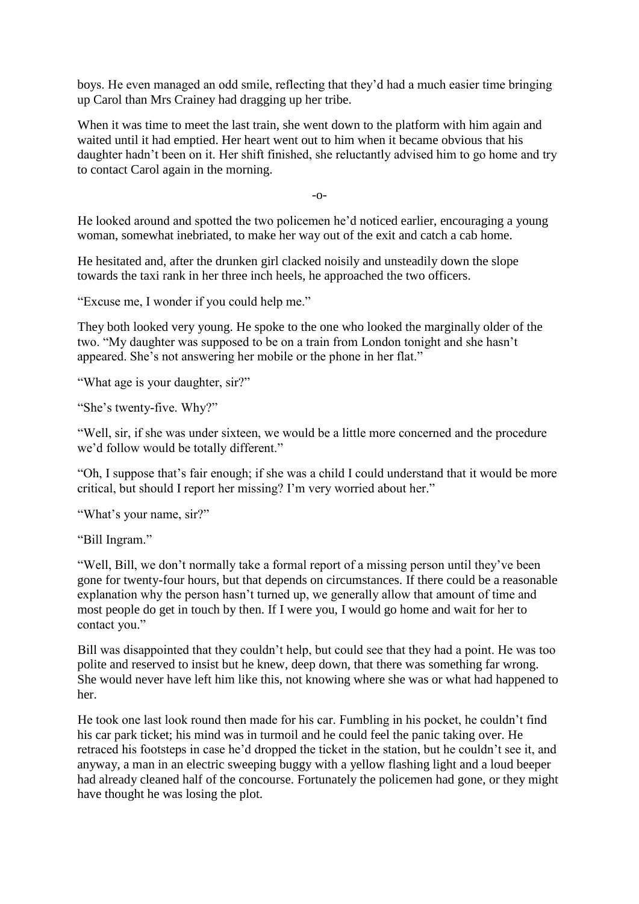boys. He even managed an odd smile, reflecting that they'd had a much easier time bringing up Carol than Mrs Crainey had dragging up her tribe.

When it was time to meet the last train, she went down to the platform with him again and waited until it had emptied. Her heart went out to him when it became obvious that his daughter hadn't been on it. Her shift finished, she reluctantly advised him to go home and try to contact Carol again in the morning.

-o-

He looked around and spotted the two policemen he'd noticed earlier, encouraging a young woman, somewhat inebriated, to make her way out of the exit and catch a cab home.

He hesitated and, after the drunken girl clacked noisily and unsteadily down the slope towards the taxi rank in her three inch heels, he approached the two officers.

"Excuse me, I wonder if you could help me."

They both looked very young. He spoke to the one who looked the marginally older of the two. "My daughter was supposed to be on a train from London tonight and she hasn't appeared. She's not answering her mobile or the phone in her flat."

"What age is your daughter, sir?"

"She's twenty-five. Why?"

"Well, sir, if she was under sixteen, we would be a little more concerned and the procedure we'd follow would be totally different."

"Oh, I suppose that's fair enough; if she was a child I could understand that it would be more critical, but should I report her missing? I'm very worried about her."

"What's your name, sir?"

"Bill Ingram."

"Well, Bill, we don't normally take a formal report of a missing person until they've been gone for twenty-four hours, but that depends on circumstances. If there could be a reasonable explanation why the person hasn't turned up, we generally allow that amount of time and most people do get in touch by then. If I were you, I would go home and wait for her to contact you."

Bill was disappointed that they couldn't help, but could see that they had a point. He was too polite and reserved to insist but he knew, deep down, that there was something far wrong. She would never have left him like this, not knowing where she was or what had happened to her.

He took one last look round then made for his car. Fumbling in his pocket, he couldn't find his car park ticket; his mind was in turmoil and he could feel the panic taking over. He retraced his footsteps in case he'd dropped the ticket in the station, but he couldn't see it, and anyway, a man in an electric sweeping buggy with a yellow flashing light and a loud beeper had already cleaned half of the concourse. Fortunately the policemen had gone, or they might have thought he was losing the plot.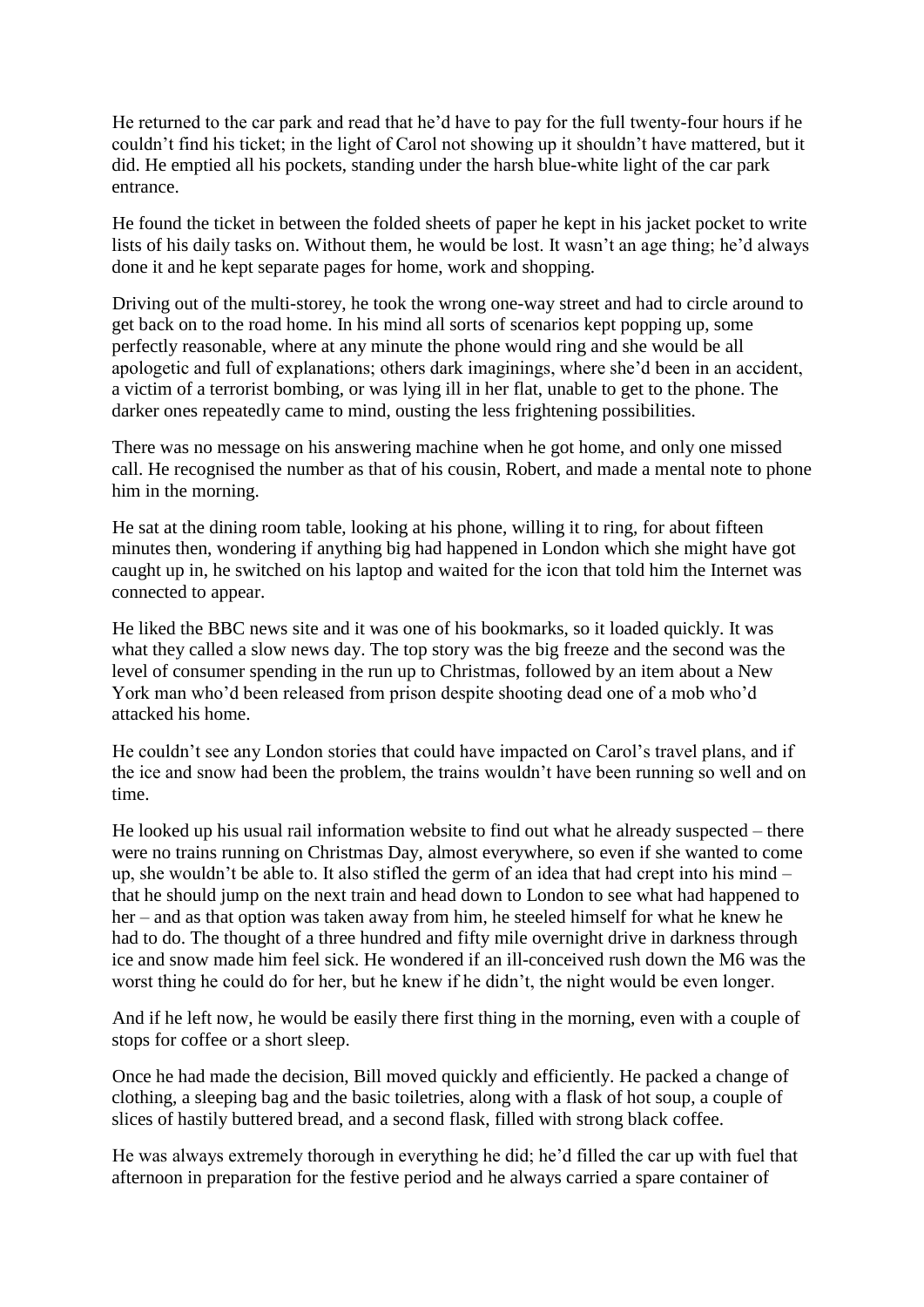He returned to the car park and read that he'd have to pay for the full twenty-four hours if he couldn't find his ticket; in the light of Carol not showing up it shouldn't have mattered, but it did. He emptied all his pockets, standing under the harsh blue-white light of the car park entrance.

He found the ticket in between the folded sheets of paper he kept in his jacket pocket to write lists of his daily tasks on. Without them, he would be lost. It wasn't an age thing; he'd always done it and he kept separate pages for home, work and shopping.

Driving out of the multi-storey, he took the wrong one-way street and had to circle around to get back on to the road home. In his mind all sorts of scenarios kept popping up, some perfectly reasonable, where at any minute the phone would ring and she would be all apologetic and full of explanations; others dark imaginings, where she'd been in an accident, a victim of a terrorist bombing, or was lying ill in her flat, unable to get to the phone. The darker ones repeatedly came to mind, ousting the less frightening possibilities.

There was no message on his answering machine when he got home, and only one missed call. He recognised the number as that of his cousin, Robert, and made a mental note to phone him in the morning.

He sat at the dining room table, looking at his phone, willing it to ring, for about fifteen minutes then, wondering if anything big had happened in London which she might have got caught up in, he switched on his laptop and waited for the icon that told him the Internet was connected to appear.

He liked the BBC news site and it was one of his bookmarks, so it loaded quickly. It was what they called a slow news day. The top story was the big freeze and the second was the level of consumer spending in the run up to Christmas, followed by an item about a New York man who'd been released from prison despite shooting dead one of a mob who'd attacked his home.

He couldn't see any London stories that could have impacted on Carol's travel plans, and if the ice and snow had been the problem, the trains wouldn't have been running so well and on time.

He looked up his usual rail information website to find out what he already suspected – there were no trains running on Christmas Day, almost everywhere, so even if she wanted to come up, she wouldn't be able to. It also stifled the germ of an idea that had crept into his mind – that he should jump on the next train and head down to London to see what had happened to her – and as that option was taken away from him, he steeled himself for what he knew he had to do. The thought of a three hundred and fifty mile overnight drive in darkness through ice and snow made him feel sick. He wondered if an ill-conceived rush down the M6 was the worst thing he could do for her, but he knew if he didn't, the night would be even longer.

And if he left now, he would be easily there first thing in the morning, even with a couple of stops for coffee or a short sleep.

Once he had made the decision, Bill moved quickly and efficiently. He packed a change of clothing, a sleeping bag and the basic toiletries, along with a flask of hot soup, a couple of slices of hastily buttered bread, and a second flask, filled with strong black coffee.

He was always extremely thorough in everything he did; he'd filled the car up with fuel that afternoon in preparation for the festive period and he always carried a spare container of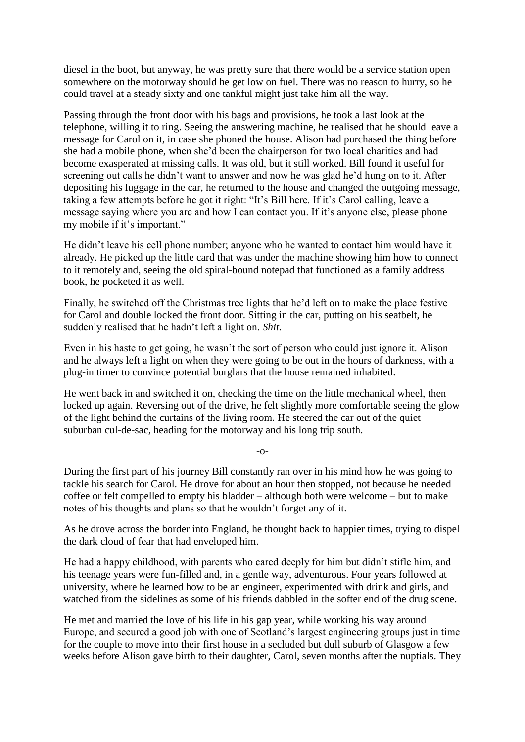diesel in the boot, but anyway, he was pretty sure that there would be a service station open somewhere on the motorway should he get low on fuel. There was no reason to hurry, so he could travel at a steady sixty and one tankful might just take him all the way.

Passing through the front door with his bags and provisions, he took a last look at the telephone, willing it to ring. Seeing the answering machine, he realised that he should leave a message for Carol on it, in case she phoned the house. Alison had purchased the thing before she had a mobile phone, when she'd been the chairperson for two local charities and had become exasperated at missing calls. It was old, but it still worked. Bill found it useful for screening out calls he didn't want to answer and now he was glad he'd hung on to it. After depositing his luggage in the car, he returned to the house and changed the outgoing message, taking a few attempts before he got it right: "It's Bill here. If it's Carol calling, leave a message saying where you are and how I can contact you. If it's anyone else, please phone my mobile if it's important."

He didn't leave his cell phone number; anyone who he wanted to contact him would have it already. He picked up the little card that was under the machine showing him how to connect to it remotely and, seeing the old spiral-bound notepad that functioned as a family address book, he pocketed it as well.

Finally, he switched off the Christmas tree lights that he'd left on to make the place festive for Carol and double locked the front door. Sitting in the car, putting on his seatbelt, he suddenly realised that he hadn't left a light on. *Shit.*

Even in his haste to get going, he wasn't the sort of person who could just ignore it. Alison and he always left a light on when they were going to be out in the hours of darkness, with a plug-in timer to convince potential burglars that the house remained inhabited.

He went back in and switched it on, checking the time on the little mechanical wheel, then locked up again. Reversing out of the drive, he felt slightly more comfortable seeing the glow of the light behind the curtains of the living room. He steered the car out of the quiet suburban cul-de-sac, heading for the motorway and his long trip south.

-o-

During the first part of his journey Bill constantly ran over in his mind how he was going to tackle his search for Carol. He drove for about an hour then stopped, not because he needed coffee or felt compelled to empty his bladder – although both were welcome – but to make notes of his thoughts and plans so that he wouldn't forget any of it.

As he drove across the border into England, he thought back to happier times, trying to dispel the dark cloud of fear that had enveloped him.

He had a happy childhood, with parents who cared deeply for him but didn't stifle him, and his teenage years were fun-filled and, in a gentle way, adventurous. Four years followed at university, where he learned how to be an engineer, experimented with drink and girls, and watched from the sidelines as some of his friends dabbled in the softer end of the drug scene.

He met and married the love of his life in his gap year, while working his way around Europe, and secured a good job with one of Scotland's largest engineering groups just in time for the couple to move into their first house in a secluded but dull suburb of Glasgow a few weeks before Alison gave birth to their daughter, Carol, seven months after the nuptials. They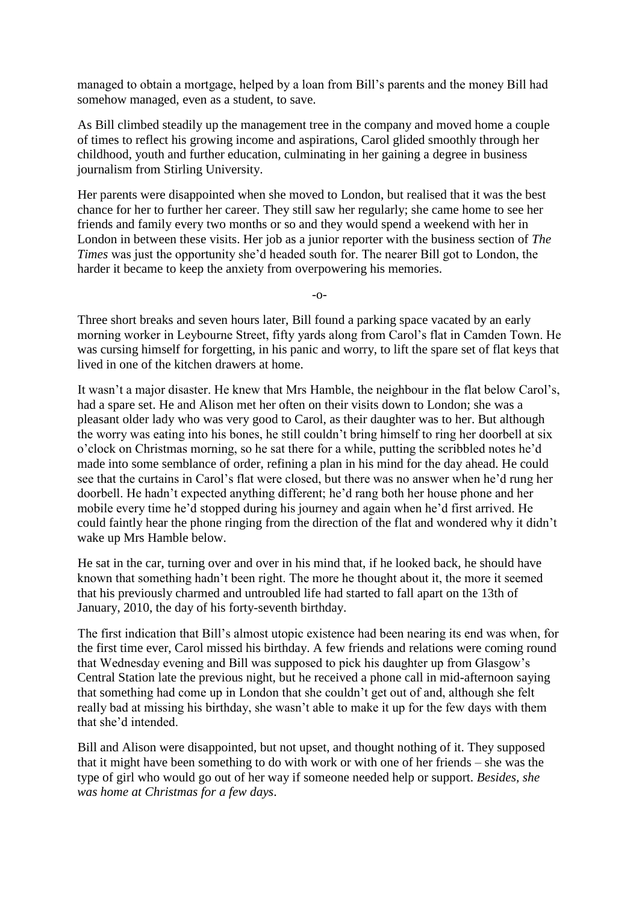managed to obtain a mortgage, helped by a loan from Bill's parents and the money Bill had somehow managed, even as a student, to save.

As Bill climbed steadily up the management tree in the company and moved home a couple of times to reflect his growing income and aspirations, Carol glided smoothly through her childhood, youth and further education, culminating in her gaining a degree in business journalism from Stirling University.

Her parents were disappointed when she moved to London, but realised that it was the best chance for her to further her career. They still saw her regularly; she came home to see her friends and family every two months or so and they would spend a weekend with her in London in between these visits. Her job as a junior reporter with the business section of *The Times* was just the opportunity she'd headed south for. The nearer Bill got to London, the harder it became to keep the anxiety from overpowering his memories.

-o-

Three short breaks and seven hours later, Bill found a parking space vacated by an early morning worker in Leybourne Street, fifty yards along from Carol's flat in Camden Town. He was cursing himself for forgetting, in his panic and worry, to lift the spare set of flat keys that lived in one of the kitchen drawers at home.

It wasn't a major disaster. He knew that Mrs Hamble, the neighbour in the flat below Carol's, had a spare set. He and Alison met her often on their visits down to London; she was a pleasant older lady who was very good to Carol, as their daughter was to her. But although the worry was eating into his bones, he still couldn't bring himself to ring her doorbell at six o'clock on Christmas morning, so he sat there for a while, putting the scribbled notes he'd made into some semblance of order, refining a plan in his mind for the day ahead. He could see that the curtains in Carol's flat were closed, but there was no answer when he'd rung her doorbell. He hadn't expected anything different; he'd rang both her house phone and her mobile every time he'd stopped during his journey and again when he'd first arrived. He could faintly hear the phone ringing from the direction of the flat and wondered why it didn't wake up Mrs Hamble below.

He sat in the car, turning over and over in his mind that, if he looked back, he should have known that something hadn't been right. The more he thought about it, the more it seemed that his previously charmed and untroubled life had started to fall apart on the 13th of January, 2010, the day of his forty-seventh birthday.

The first indication that Bill's almost utopic existence had been nearing its end was when, for the first time ever, Carol missed his birthday. A few friends and relations were coming round that Wednesday evening and Bill was supposed to pick his daughter up from Glasgow's Central Station late the previous night, but he received a phone call in mid-afternoon saying that something had come up in London that she couldn't get out of and, although she felt really bad at missing his birthday, she wasn't able to make it up for the few days with them that she'd intended.

Bill and Alison were disappointed, but not upset, and thought nothing of it. They supposed that it might have been something to do with work or with one of her friends – she was the type of girl who would go out of her way if someone needed help or support. *Besides, she was home at Christmas for a few days*.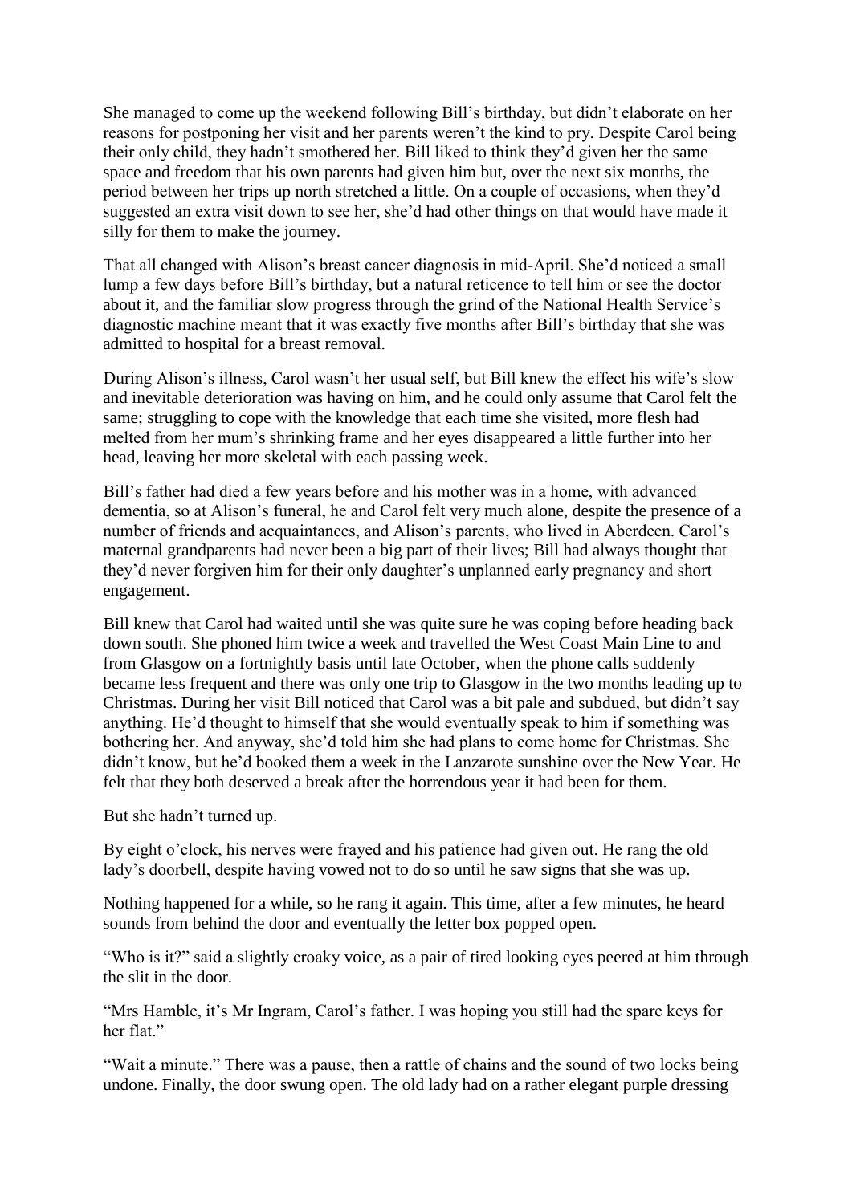She managed to come up the weekend following Bill's birthday, but didn't elaborate on her reasons for postponing her visit and her parents weren't the kind to pry. Despite Carol being their only child, they hadn't smothered her. Bill liked to think they'd given her the same space and freedom that his own parents had given him but, over the next six months, the period between her trips up north stretched a little. On a couple of occasions, when they'd suggested an extra visit down to see her, she'd had other things on that would have made it silly for them to make the journey.

That all changed with Alison's breast cancer diagnosis in mid-April. She'd noticed a small lump a few days before Bill's birthday, but a natural reticence to tell him or see the doctor about it, and the familiar slow progress through the grind of the National Health Service's diagnostic machine meant that it was exactly five months after Bill's birthday that she was admitted to hospital for a breast removal.

During Alison's illness, Carol wasn't her usual self, but Bill knew the effect his wife's slow and inevitable deterioration was having on him, and he could only assume that Carol felt the same; struggling to cope with the knowledge that each time she visited, more flesh had melted from her mum's shrinking frame and her eyes disappeared a little further into her head, leaving her more skeletal with each passing week.

Bill's father had died a few years before and his mother was in a home, with advanced dementia, so at Alison's funeral, he and Carol felt very much alone, despite the presence of a number of friends and acquaintances, and Alison's parents, who lived in Aberdeen. Carol's maternal grandparents had never been a big part of their lives; Bill had always thought that they'd never forgiven him for their only daughter's unplanned early pregnancy and short engagement.

Bill knew that Carol had waited until she was quite sure he was coping before heading back down south. She phoned him twice a week and travelled the West Coast Main Line to and from Glasgow on a fortnightly basis until late October, when the phone calls suddenly became less frequent and there was only one trip to Glasgow in the two months leading up to Christmas. During her visit Bill noticed that Carol was a bit pale and subdued, but didn't say anything. He'd thought to himself that she would eventually speak to him if something was bothering her. And anyway, she'd told him she had plans to come home for Christmas. She didn't know, but he'd booked them a week in the Lanzarote sunshine over the New Year. He felt that they both deserved a break after the horrendous year it had been for them.

But she hadn't turned up.

By eight o'clock, his nerves were frayed and his patience had given out. He rang the old lady's doorbell, despite having vowed not to do so until he saw signs that she was up.

Nothing happened for a while, so he rang it again. This time, after a few minutes, he heard sounds from behind the door and eventually the letter box popped open.

"Who is it?" said a slightly croaky voice, as a pair of tired looking eyes peered at him through the slit in the door.

"Mrs Hamble, it's Mr Ingram, Carol's father. I was hoping you still had the spare keys for her flat."

"Wait a minute." There was a pause, then a rattle of chains and the sound of two locks being undone. Finally, the door swung open. The old lady had on a rather elegant purple dressing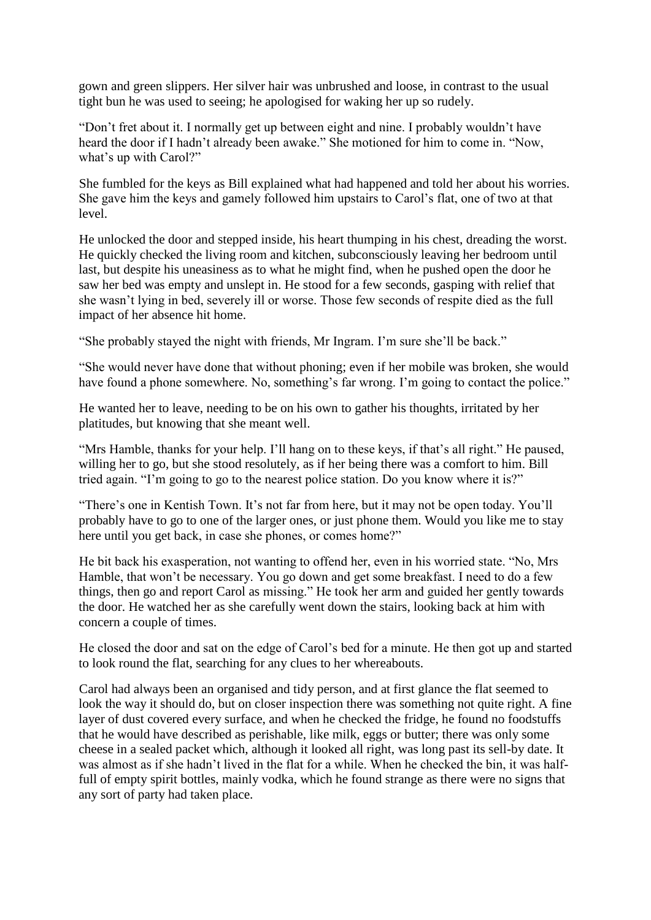gown and green slippers. Her silver hair was unbrushed and loose, in contrast to the usual tight bun he was used to seeing; he apologised for waking her up so rudely.

"Don't fret about it. I normally get up between eight and nine. I probably wouldn't have heard the door if I hadn't already been awake." She motioned for him to come in. "Now, what's up with Carol?"

She fumbled for the keys as Bill explained what had happened and told her about his worries. She gave him the keys and gamely followed him upstairs to Carol's flat, one of two at that level.

He unlocked the door and stepped inside, his heart thumping in his chest, dreading the worst. He quickly checked the living room and kitchen, subconsciously leaving her bedroom until last, but despite his uneasiness as to what he might find, when he pushed open the door he saw her bed was empty and unslept in. He stood for a few seconds, gasping with relief that she wasn't lying in bed, severely ill or worse. Those few seconds of respite died as the full impact of her absence hit home.

"She probably stayed the night with friends, Mr Ingram. I'm sure she'll be back."

"She would never have done that without phoning; even if her mobile was broken, she would have found a phone somewhere. No, something's far wrong. I'm going to contact the police."

He wanted her to leave, needing to be on his own to gather his thoughts, irritated by her platitudes, but knowing that she meant well.

"Mrs Hamble, thanks for your help. I'll hang on to these keys, if that's all right." He paused, willing her to go, but she stood resolutely, as if her being there was a comfort to him. Bill tried again. "I'm going to go to the nearest police station. Do you know where it is?"

"There's one in Kentish Town. It's not far from here, but it may not be open today. You'll probably have to go to one of the larger ones, or just phone them. Would you like me to stay here until you get back, in case she phones, or comes home?"

He bit back his exasperation, not wanting to offend her, even in his worried state. "No, Mrs Hamble, that won't be necessary. You go down and get some breakfast. I need to do a few things, then go and report Carol as missing." He took her arm and guided her gently towards the door. He watched her as she carefully went down the stairs, looking back at him with concern a couple of times.

He closed the door and sat on the edge of Carol's bed for a minute. He then got up and started to look round the flat, searching for any clues to her whereabouts.

Carol had always been an organised and tidy person, and at first glance the flat seemed to look the way it should do, but on closer inspection there was something not quite right. A fine layer of dust covered every surface, and when he checked the fridge, he found no foodstuffs that he would have described as perishable, like milk, eggs or butter; there was only some cheese in a sealed packet which, although it looked all right, was long past its sell-by date. It was almost as if she hadn't lived in the flat for a while. When he checked the bin, it was half-full of empty spirit bottles, mainly vodka, which he found strange as there were no signs that any sort of party had taken place.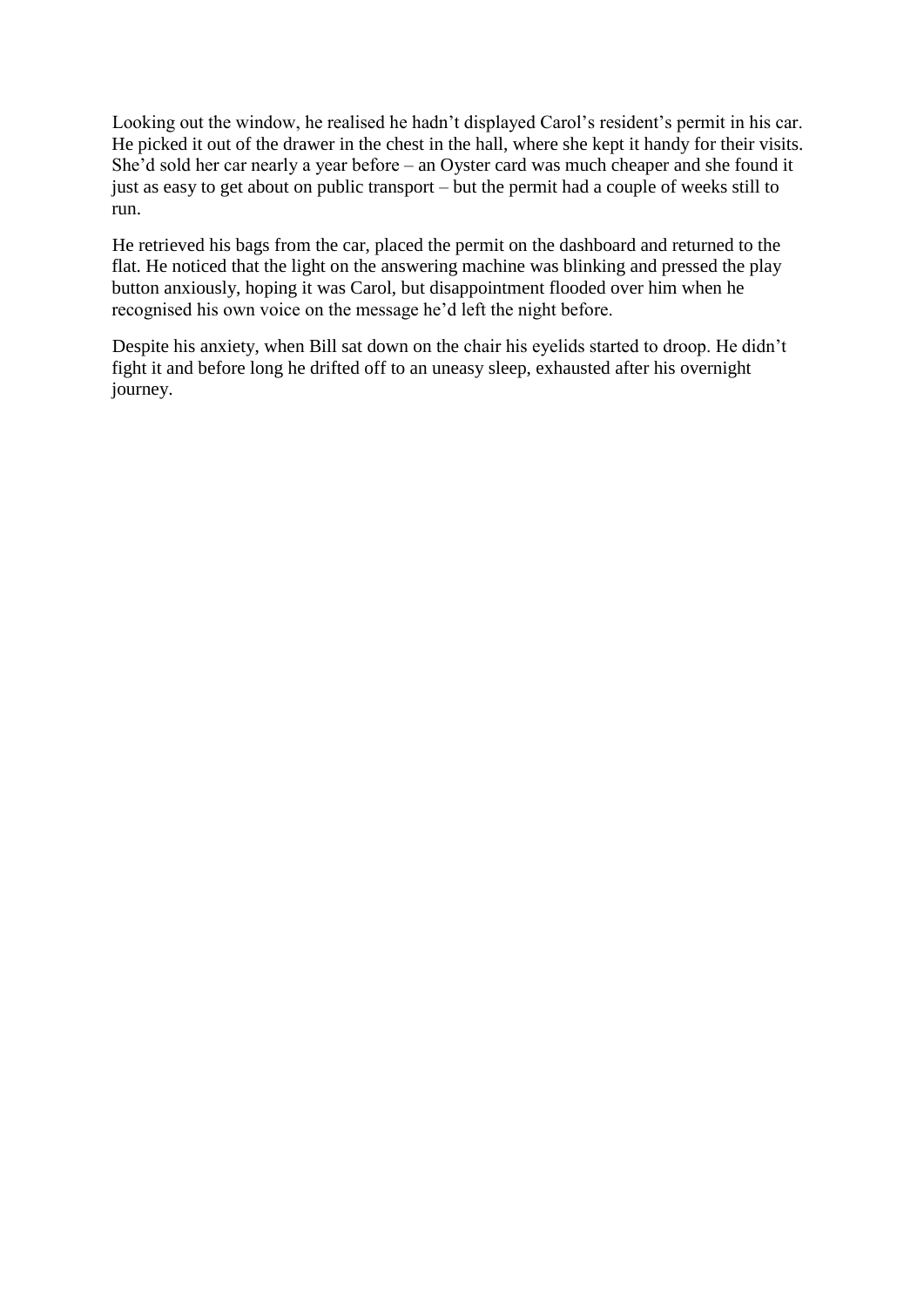Looking out the window, he realised he hadn't displayed Carol's resident's permit in his car. He picked it out of the drawer in the chest in the hall, where she kept it handy for their visits. She'd sold her car nearly a year before – an Oyster card was much cheaper and she found it just as easy to get about on public transport – but the permit had a couple of weeks still to run.

He retrieved his bags from the car, placed the permit on the dashboard and returned to the flat. He noticed that the light on the answering machine was blinking and pressed the play button anxiously, hoping it was Carol, but disappointment flooded over him when he recognised his own voice on the message he'd left the night before.

Despite his anxiety, when Bill sat down on the chair his eyelids started to droop. He didn't fight it and before long he drifted off to an uneasy sleep, exhausted after his overnight journey.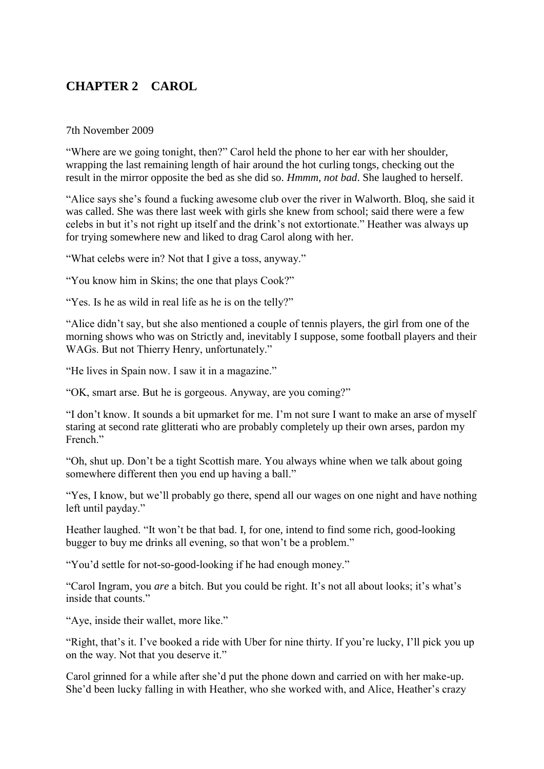## CHAPTER 2    CAROL

7th November 2009

"Where are we going tonight, then?" Carol held the phone to her ear with her shoulder, wrapping the last remaining length of hair around the hot curling tongs, checking out the result in the mirror opposite the bed as she did so. *Hmmm, not bad*. She laughed to herself.

"Alice says she's found a fucking awesome club over the river in Walworth. Bloq, she said it was called. She was there last week with girls she knew from school; said there were a few celebs in but it's not right up itself and the drink's not extortionate." Heather was always up for trying somewhere new and liked to drag Carol along with her.

"What celebs were in? Not that I give a toss, anyway."

"You know him in Skins; the one that plays Cook?"

"Yes. Is he as wild in real life as he is on the telly?"

"Alice didn't say, but she also mentioned a couple of tennis players, the girl from one of the morning shows who was on Strictly and, inevitably I suppose, some football players and their WAGs. But not Thierry Henry, unfortunately."

"He lives in Spain now. I saw it in a magazine."

"OK, smart arse. But he is gorgeous. Anyway, are you coming?"

"I don't know. It sounds a bit upmarket for me. I'm not sure I want to make an arse of myself staring at second rate glitterati who are probably completely up their own arses, pardon my French."

"Oh, shut up. Don't be a tight Scottish mare. You always whine when we talk about going somewhere different then you end up having a ball."

"Yes, I know, but we'll probably go there, spend all our wages on one night and have nothing left until payday."

Heather laughed. "It won't be that bad. I, for one, intend to find some rich, good-looking bugger to buy me drinks all evening, so that won't be a problem."

"You'd settle for not-so-good-looking if he had enough money."

"Carol Ingram, you *are* a bitch. But you could be right. It's not all about looks; it's what's inside that counts."

"Aye, inside their wallet, more like."

"Right, that's it. I've booked a ride with Uber for nine thirty. If you're lucky, I'll pick you up on the way. Not that you deserve it."

Carol grinned for a while after she'd put the phone down and carried on with her make-up. She'd been lucky falling in with Heather, who she worked with, and Alice, Heather's crazy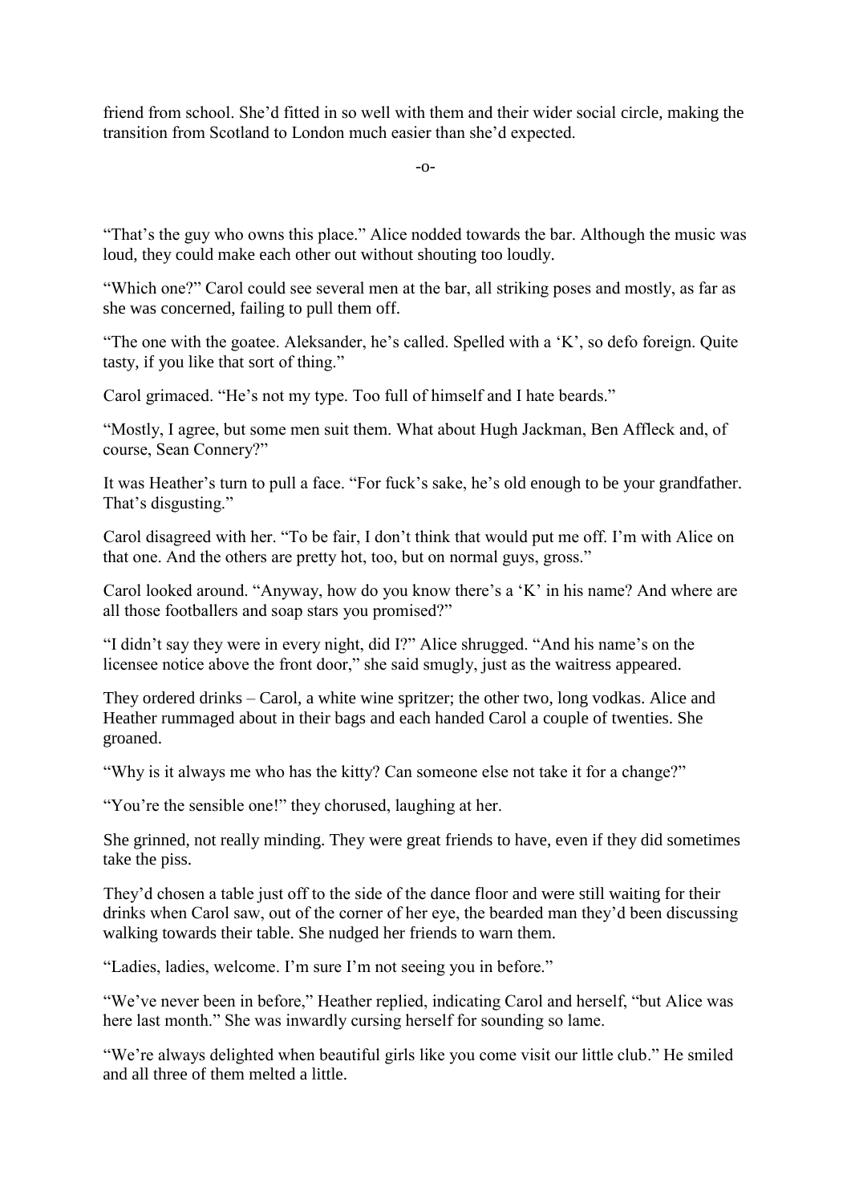friend from school. She'd fitted in so well with them and their wider social circle, making the transition from Scotland to London much easier than she'd expected.

-o-

"That's the guy who owns this place." Alice nodded towards the bar. Although the music was loud, they could make each other out without shouting too loudly.

"Which one?" Carol could see several men at the bar, all striking poses and mostly, as far as she was concerned, failing to pull them off.

"The one with the goatee. Aleksander, he's called. Spelled with a 'K', so defo foreign. Quite tasty, if you like that sort of thing."

Carol grimaced. "He's not my type. Too full of himself and I hate beards."

"Mostly, I agree, but some men suit them. What about Hugh Jackman, Ben Affleck and, of course, Sean Connery?"

It was Heather's turn to pull a face. "For fuck's sake, he's old enough to be your grandfather. That's disgusting."

Carol disagreed with her. "To be fair, I don't think that would put me off. I'm with Alice on that one. And the others are pretty hot, too, but on normal guys, gross."

Carol looked around. "Anyway, how do you know there's a 'K' in his name? And where are all those footballers and soap stars you promised?"

"I didn't say they were in every night, did I?" Alice shrugged. "And his name's on the licensee notice above the front door," she said smugly, just as the waitress appeared.

They ordered drinks – Carol, a white wine spritzer; the other two, long vodkas. Alice and Heather rummaged about in their bags and each handed Carol a couple of twenties. She groaned.

"Why is it always me who has the kitty? Can someone else not take it for a change?"

"You're the sensible one!" they chorused, laughing at her.

She grinned, not really minding. They were great friends to have, even if they did sometimes take the piss.

They'd chosen a table just off to the side of the dance floor and were still waiting for their drinks when Carol saw, out of the corner of her eye, the bearded man they'd been discussing walking towards their table. She nudged her friends to warn them.

"Ladies, ladies, welcome. I'm sure I'm not seeing you in before."

"We've never been in before," Heather replied, indicating Carol and herself, "but Alice was here last month." She was inwardly cursing herself for sounding so lame.

"We're always delighted when beautiful girls like you come visit our little club." He smiled and all three of them melted a little.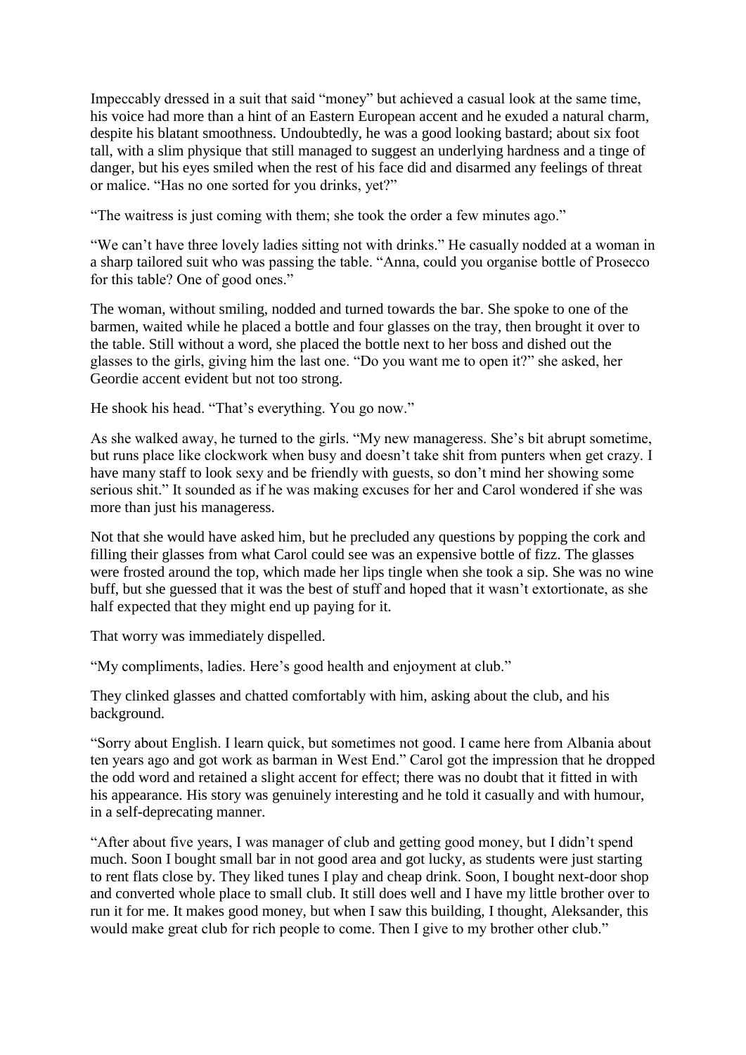Impeccably dressed in a suit that said "money" but achieved a casual look at the same time, his voice had more than a hint of an Eastern European accent and he exuded a natural charm, despite his blatant smoothness. Undoubtedly, he was a good looking bastard; about six foot tall, with a slim physique that still managed to suggest an underlying hardness and a tinge of danger, but his eyes smiled when the rest of his face did and disarmed any feelings of threat or malice. "Has no one sorted for you drinks, yet?"

"The waitress is just coming with them; she took the order a few minutes ago."

"We can't have three lovely ladies sitting not with drinks." He casually nodded at a woman in a sharp tailored suit who was passing the table. "Anna, could you organise bottle of Prosecco for this table? One of good ones."

The woman, without smiling, nodded and turned towards the bar. She spoke to one of the barmen, waited while he placed a bottle and four glasses on the tray, then brought it over to the table. Still without a word, she placed the bottle next to her boss and dished out the glasses to the girls, giving him the last one. "Do you want me to open it?" she asked, her Geordie accent evident but not too strong.

He shook his head. "That's everything. You go now."

As she walked away, he turned to the girls. "My new manageress. She's bit abrupt sometime, but runs place like clockwork when busy and doesn't take shit from punters when get crazy. I have many staff to look sexy and be friendly with guests, so don't mind her showing some serious shit." It sounded as if he was making excuses for her and Carol wondered if she was more than just his manageress.

Not that she would have asked him, but he precluded any questions by popping the cork and filling their glasses from what Carol could see was an expensive bottle of fizz. The glasses were frosted around the top, which made her lips tingle when she took a sip. She was no wine buff, but she guessed that it was the best of stuff and hoped that it wasn't extortionate, as she half expected that they might end up paying for it.

That worry was immediately dispelled.

"My compliments, ladies. Here's good health and enjoyment at club."

They clinked glasses and chatted comfortably with him, asking about the club, and his background.

"Sorry about English. I learn quick, but sometimes not good. I came here from Albania about ten years ago and got work as barman in West End." Carol got the impression that he dropped the odd word and retained a slight accent for effect; there was no doubt that it fitted in with his appearance. His story was genuinely interesting and he told it casually and with humour, in a self-deprecating manner.

"After about five years, I was manager of club and getting good money, but I didn't spend much. Soon I bought small bar in not good area and got lucky, as students were just starting to rent flats close by. They liked tunes I play and cheap drink. Soon, I bought next-door shop and converted whole place to small club. It still does well and I have my little brother over to run it for me. It makes good money, but when I saw this building, I thought, Aleksander, this would make great club for rich people to come. Then I give to my brother other club."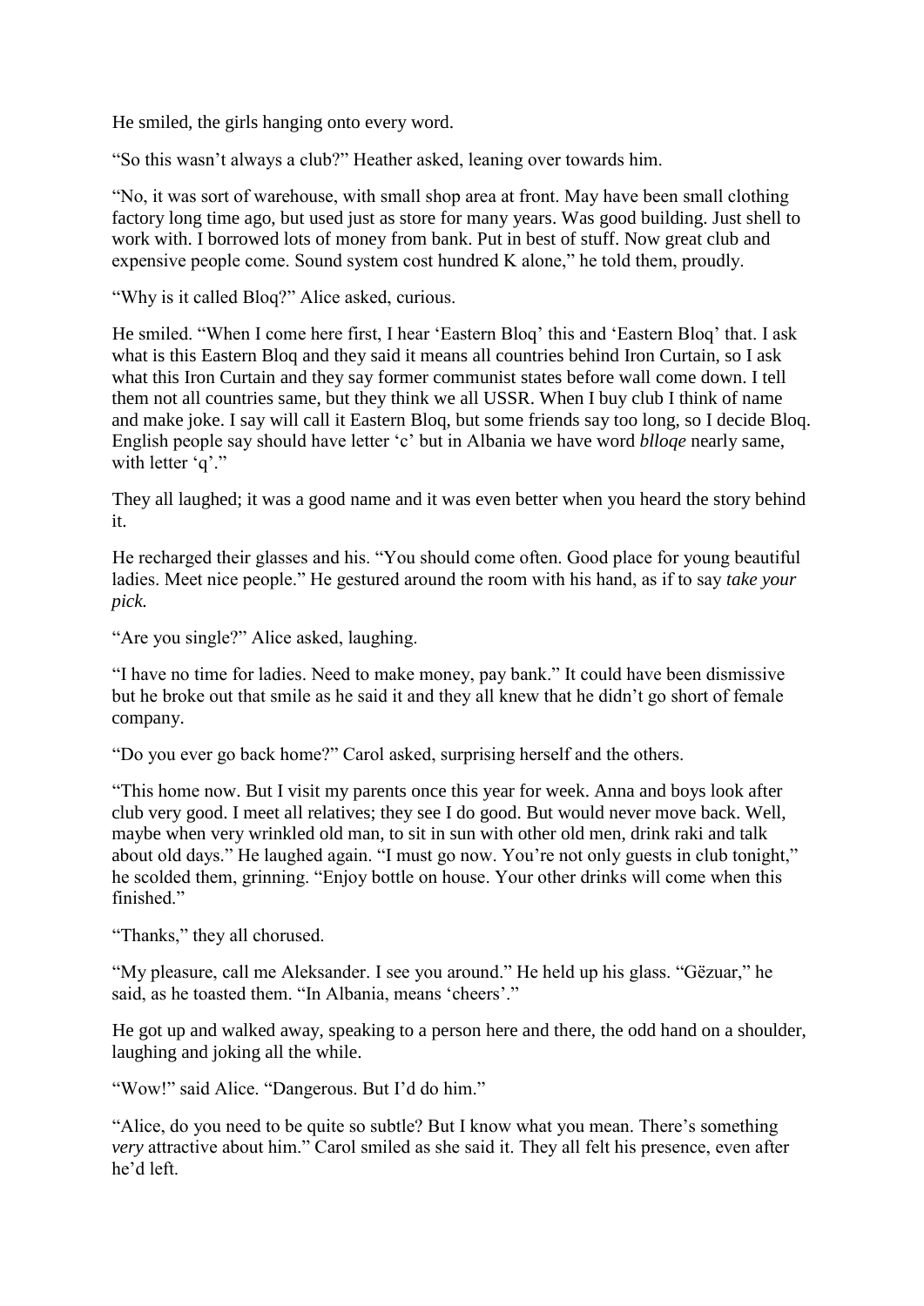He smiled, the girls hanging onto every word.

"So this wasn't always a club?" Heather asked, leaning over towards him.

"No, it was sort of warehouse, with small shop area at front. May have been small clothing factory long time ago, but used just as store for many years. Was good building. Just shell to work with. I borrowed lots of money from bank. Put in best of stuff. Now great club and expensive people come. Sound system cost hundred K alone," he told them, proudly.

"Why is it called Bloq?" Alice asked, curious.

He smiled. "When I come here first, I hear 'Eastern Bloq' this and 'Eastern Bloq' that. I ask what is this Eastern Bloq and they said it means all countries behind Iron Curtain, so I ask what this Iron Curtain and they say former communist states before wall come down. I tell them not all countries same, but they think we all USSR. When I buy club I think of name and make joke. I say will call it Eastern Bloq, but some friends say too long, so I decide Bloq. English people say should have letter 'c' but in Albania we have word *blloqe* nearly same, with letter 'q'."

They all laughed; it was a good name and it was even better when you heard the story behind it.

He recharged their glasses and his. "You should come often. Good place for young beautiful ladies. Meet nice people." He gestured around the room with his hand, as if to say *take your pick.*

"Are you single?" Alice asked, laughing.

"I have no time for ladies. Need to make money, pay bank." It could have been dismissive but he broke out that smile as he said it and they all knew that he didn't go short of female company.

"Do you ever go back home?" Carol asked, surprising herself and the others.

"This home now. But I visit my parents once this year for week. Anna and boys look after club very good. I meet all relatives; they see I do good. But would never move back. Well, maybe when very wrinkled old man, to sit in sun with other old men, drink raki and talk about old days." He laughed again. "I must go now. You're not only guests in club tonight," he scolded them, grinning. "Enjoy bottle on house. Your other drinks will come when this finished."

"Thanks," they all chorused.

"My pleasure, call me Aleksander. I see you around." He held up his glass. "Gëzuar," he said, as he toasted them. "In Albania, means 'cheers'."

He got up and walked away, speaking to a person here and there, the odd hand on a shoulder, laughing and joking all the while.

"Wow!" said Alice. "Dangerous. But I'd do him."

"Alice, do you need to be quite so subtle? But I know what you mean. There's something *very* attractive about him." Carol smiled as she said it. They all felt his presence, even after he'd left.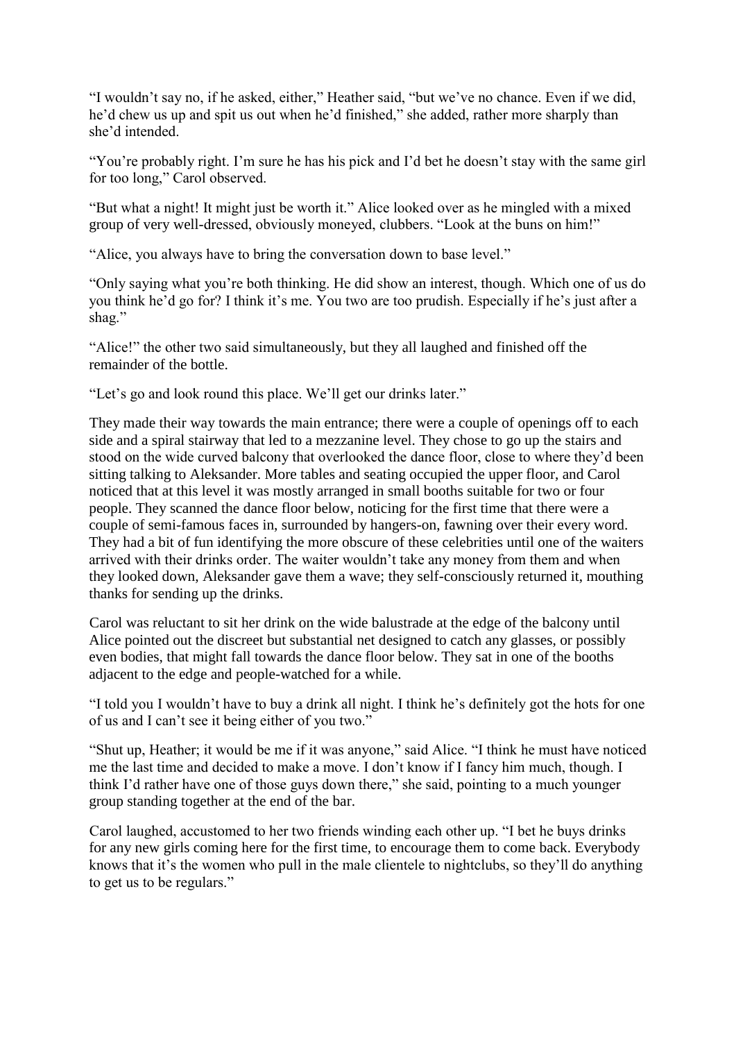"I wouldn't say no, if he asked, either," Heather said, "but we've no chance. Even if we did, he'd chew us up and spit us out when he'd finished," she added, rather more sharply than she'd intended.

"You're probably right. I'm sure he has his pick and I'd bet he doesn't stay with the same girl for too long," Carol observed.

"But what a night! It might just be worth it." Alice looked over as he mingled with a mixed group of very well-dressed, obviously moneyed, clubbers. "Look at the buns on him!"

"Alice, you always have to bring the conversation down to base level."

"Only saying what you're both thinking. He did show an interest, though. Which one of us do you think he'd go for? I think it's me. You two are too prudish. Especially if he's just after a shag."

"Alice!" the other two said simultaneously, but they all laughed and finished off the remainder of the bottle.

"Let's go and look round this place. We'll get our drinks later."

They made their way towards the main entrance; there were a couple of openings off to each side and a spiral stairway that led to a mezzanine level. They chose to go up the stairs and stood on the wide curved balcony that overlooked the dance floor, close to where they'd been sitting talking to Aleksander. More tables and seating occupied the upper floor, and Carol noticed that at this level it was mostly arranged in small booths suitable for two or four people. They scanned the dance floor below, noticing for the first time that there were a couple of semi-famous faces in, surrounded by hangers-on, fawning over their every word. They had a bit of fun identifying the more obscure of these celebrities until one of the waiters arrived with their drinks order. The waiter wouldn't take any money from them and when they looked down, Aleksander gave them a wave; they self-consciously returned it, mouthing thanks for sending up the drinks.

Carol was reluctant to sit her drink on the wide balustrade at the edge of the balcony until Alice pointed out the discreet but substantial net designed to catch any glasses, or possibly even bodies, that might fall towards the dance floor below. They sat in one of the booths adjacent to the edge and people-watched for a while.

"I told you I wouldn't have to buy a drink all night. I think he's definitely got the hots for one of us and I can't see it being either of you two."

"Shut up, Heather; it would be me if it was anyone," said Alice. "I think he must have noticed me the last time and decided to make a move. I don't know if I fancy him much, though. I think I'd rather have one of those guys down there," she said, pointing to a much younger group standing together at the end of the bar.

Carol laughed, accustomed to her two friends winding each other up. "I bet he buys drinks for any new girls coming here for the first time, to encourage them to come back. Everybody knows that it's the women who pull in the male clientele to nightclubs, so they'll do anything to get us to be regulars."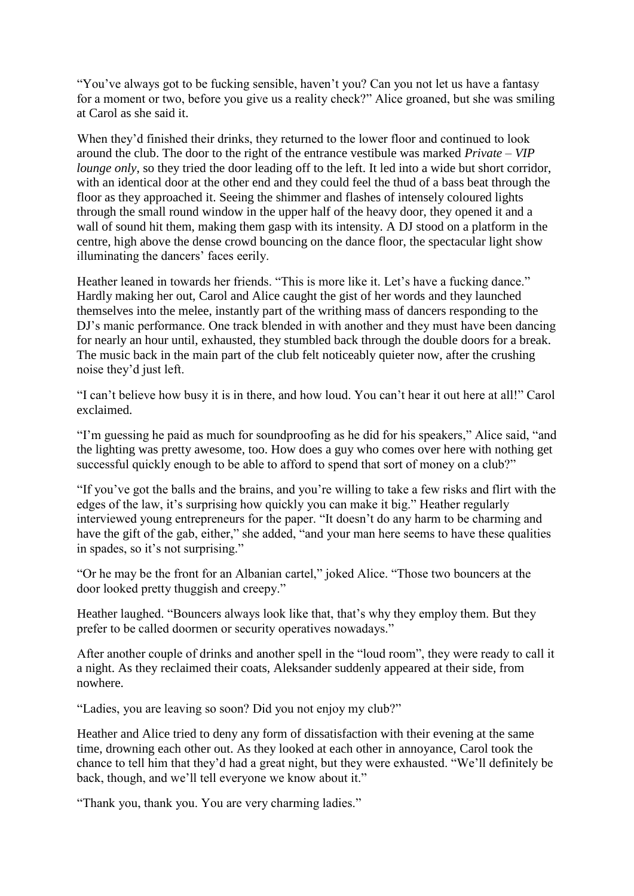"You've always got to be fucking sensible, haven't you? Can you not let us have a fantasy for a moment or two, before you give us a reality check?" Alice groaned, but she was smiling at Carol as she said it.

When they'd finished their drinks, they returned to the lower floor and continued to look around the club. The door to the right of the entrance vestibule was marked *Private – VIP lounge only*, so they tried the door leading off to the left. It led into a wide but short corridor, with an identical door at the other end and they could feel the thud of a bass beat through the floor as they approached it. Seeing the shimmer and flashes of intensely coloured lights through the small round window in the upper half of the heavy door, they opened it and a wall of sound hit them, making them gasp with its intensity. A DJ stood on a platform in the centre, high above the dense crowd bouncing on the dance floor, the spectacular light show illuminating the dancers' faces eerily.

Heather leaned in towards her friends. "This is more like it. Let's have a fucking dance." Hardly making her out, Carol and Alice caught the gist of her words and they launched themselves into the melee, instantly part of the writhing mass of dancers responding to the DJ's manic performance. One track blended in with another and they must have been dancing for nearly an hour until, exhausted, they stumbled back through the double doors for a break. The music back in the main part of the club felt noticeably quieter now, after the crushing noise they'd just left.

"I can't believe how busy it is in there, and how loud. You can't hear it out here at all!" Carol exclaimed.

"I'm guessing he paid as much for soundproofing as he did for his speakers," Alice said, "and the lighting was pretty awesome, too. How does a guy who comes over here with nothing get successful quickly enough to be able to afford to spend that sort of money on a club?"

"If you've got the balls and the brains, and you're willing to take a few risks and flirt with the edges of the law, it's surprising how quickly you can make it big." Heather regularly interviewed young entrepreneurs for the paper. "It doesn't do any harm to be charming and have the gift of the gab, either," she added, "and your man here seems to have these qualities in spades, so it's not surprising."

"Or he may be the front for an Albanian cartel," joked Alice. "Those two bouncers at the door looked pretty thuggish and creepy."

Heather laughed. "Bouncers always look like that, that's why they employ them. But they prefer to be called doormen or security operatives nowadays."

After another couple of drinks and another spell in the "loud room", they were ready to call it a night. As they reclaimed their coats, Aleksander suddenly appeared at their side, from nowhere.

"Ladies, you are leaving so soon? Did you not enjoy my club?"

Heather and Alice tried to deny any form of dissatisfaction with their evening at the same time, drowning each other out. As they looked at each other in annoyance, Carol took the chance to tell him that they'd had a great night, but they were exhausted. "We'll definitely be back, though, and we'll tell everyone we know about it."

"Thank you, thank you. You are very charming ladies."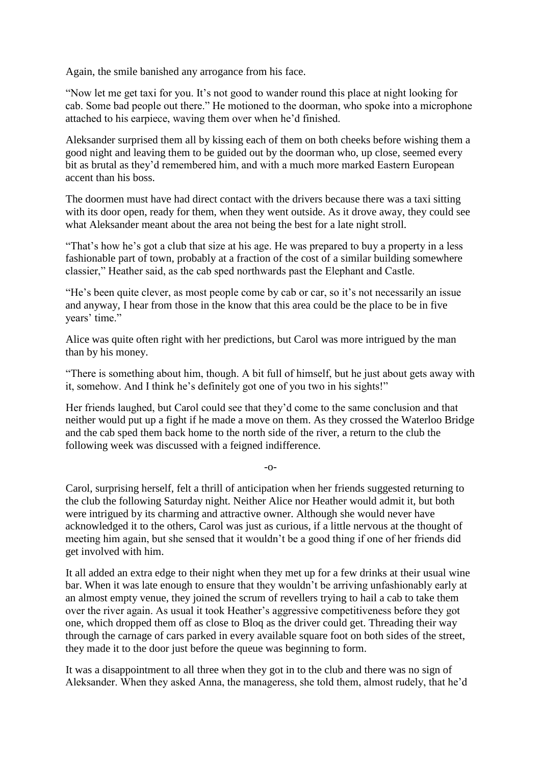Again, the smile banished any arrogance from his face.

"Now let me get taxi for you. It's not good to wander round this place at night looking for cab. Some bad people out there." He motioned to the doorman, who spoke into a microphone attached to his earpiece, waving them over when he'd finished.

Aleksander surprised them all by kissing each of them on both cheeks before wishing them a good night and leaving them to be guided out by the doorman who, up close, seemed every bit as brutal as they'd remembered him, and with a much more marked Eastern European accent than his boss.

The doormen must have had direct contact with the drivers because there was a taxi sitting with its door open, ready for them, when they went outside. As it drove away, they could see what Aleksander meant about the area not being the best for a late night stroll.

"That's how he's got a club that size at his age. He was prepared to buy a property in a less fashionable part of town, probably at a fraction of the cost of a similar building somewhere classier," Heather said, as the cab sped northwards past the Elephant and Castle.

"He's been quite clever, as most people come by cab or car, so it's not necessarily an issue and anyway, I hear from those in the know that this area could be the place to be in five years' time."

Alice was quite often right with her predictions, but Carol was more intrigued by the man than by his money.

"There is something about him, though. A bit full of himself, but he just about gets away with it, somehow. And I think he's definitely got one of you two in his sights!"

Her friends laughed, but Carol could see that they'd come to the same conclusion and that neither would put up a fight if he made a move on them. As they crossed the Waterloo Bridge and the cab sped them back home to the north side of the river, a return to the club the following week was discussed with a feigned indifference.

-o-

Carol, surprising herself, felt a thrill of anticipation when her friends suggested returning to the club the following Saturday night. Neither Alice nor Heather would admit it, but both were intrigued by its charming and attractive owner. Although she would never have acknowledged it to the others, Carol was just as curious, if a little nervous at the thought of meeting him again, but she sensed that it wouldn't be a good thing if one of her friends did get involved with him.

It all added an extra edge to their night when they met up for a few drinks at their usual wine bar. When it was late enough to ensure that they wouldn't be arriving unfashionably early at an almost empty venue, they joined the scrum of revellers trying to hail a cab to take them over the river again. As usual it took Heather's aggressive competitiveness before they got one, which dropped them off as close to Bloq as the driver could get. Threading their way through the carnage of cars parked in every available square foot on both sides of the street, they made it to the door just before the queue was beginning to form.

It was a disappointment to all three when they got in to the club and there was no sign of Aleksander. When they asked Anna, the manageress, she told them, almost rudely, that he'd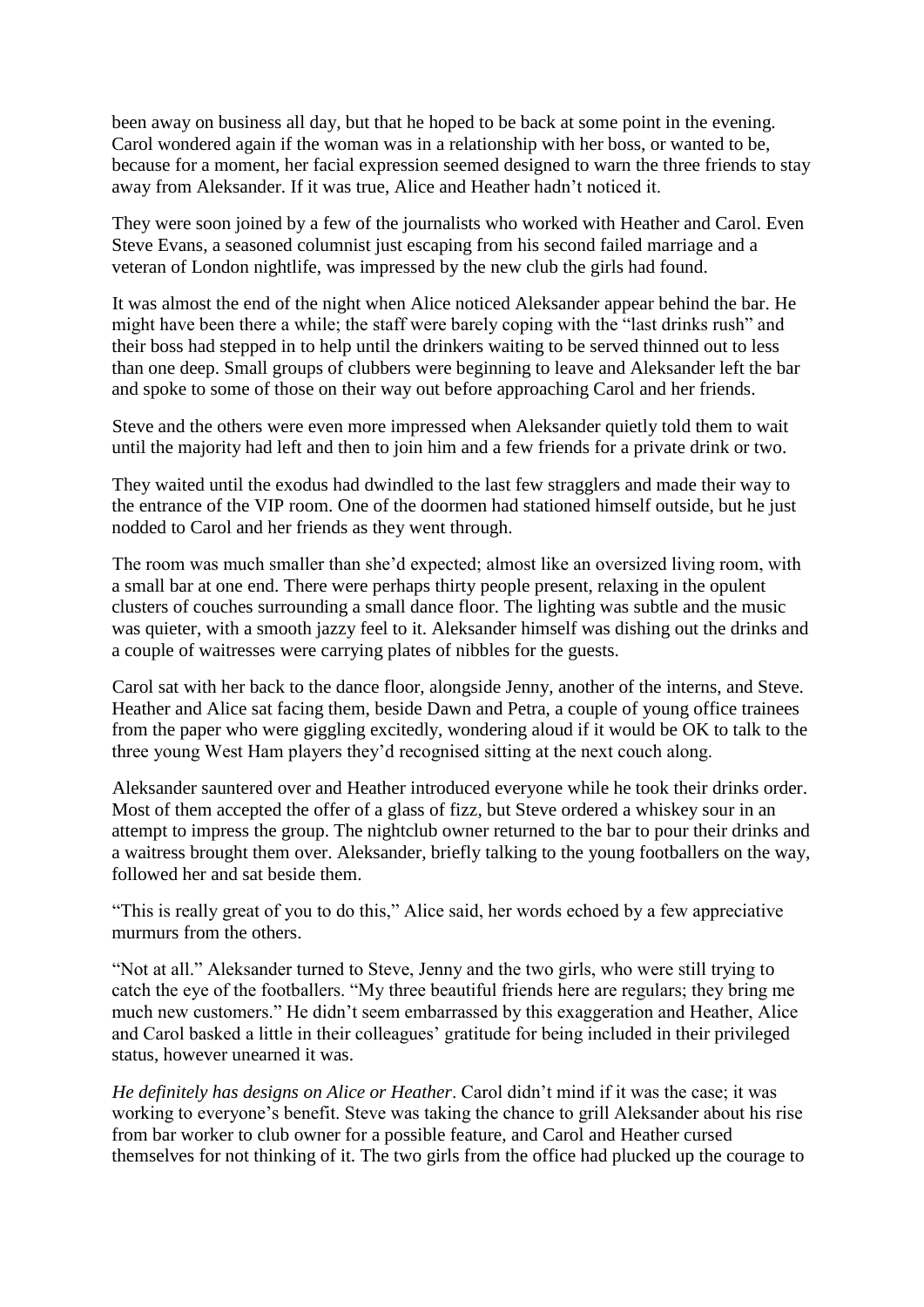been away on business all day, but that he hoped to be back at some point in the evening. Carol wondered again if the woman was in a relationship with her boss, or wanted to be, because for a moment, her facial expression seemed designed to warn the three friends to stay away from Aleksander. If it was true, Alice and Heather hadn't noticed it.

They were soon joined by a few of the journalists who worked with Heather and Carol. Even Steve Evans, a seasoned columnist just escaping from his second failed marriage and a veteran of London nightlife, was impressed by the new club the girls had found.

It was almost the end of the night when Alice noticed Aleksander appear behind the bar. He might have been there a while; the staff were barely coping with the "last drinks rush" and their boss had stepped in to help until the drinkers waiting to be served thinned out to less than one deep. Small groups of clubbers were beginning to leave and Aleksander left the bar and spoke to some of those on their way out before approaching Carol and her friends.

Steve and the others were even more impressed when Aleksander quietly told them to wait until the majority had left and then to join him and a few friends for a private drink or two.

They waited until the exodus had dwindled to the last few stragglers and made their way to the entrance of the VIP room. One of the doormen had stationed himself outside, but he just nodded to Carol and her friends as they went through.

The room was much smaller than she'd expected; almost like an oversized living room, with a small bar at one end. There were perhaps thirty people present, relaxing in the opulent clusters of couches surrounding a small dance floor. The lighting was subtle and the music was quieter, with a smooth jazzy feel to it. Aleksander himself was dishing out the drinks and a couple of waitresses were carrying plates of nibbles for the guests.

Carol sat with her back to the dance floor, alongside Jenny, another of the interns, and Steve. Heather and Alice sat facing them, beside Dawn and Petra, a couple of young office trainees from the paper who were giggling excitedly, wondering aloud if it would be OK to talk to the three young West Ham players they'd recognised sitting at the next couch along.

Aleksander sauntered over and Heather introduced everyone while he took their drinks order. Most of them accepted the offer of a glass of fizz, but Steve ordered a whiskey sour in an attempt to impress the group. The nightclub owner returned to the bar to pour their drinks and a waitress brought them over. Aleksander, briefly talking to the young footballers on the way, followed her and sat beside them.

"This is really great of you to do this," Alice said, her words echoed by a few appreciative murmurs from the others.

"Not at all." Aleksander turned to Steve, Jenny and the two girls, who were still trying to catch the eye of the footballers. "My three beautiful friends here are regulars; they bring me much new customers." He didn't seem embarrassed by this exaggeration and Heather, Alice and Carol basked a little in their colleagues' gratitude for being included in their privileged status, however unearned it was.

*He definitely has designs on Alice or Heather*. Carol didn't mind if it was the case; it was working to everyone's benefit. Steve was taking the chance to grill Aleksander about his rise from bar worker to club owner for a possible feature, and Carol and Heather cursed themselves for not thinking of it. The two girls from the office had plucked up the courage to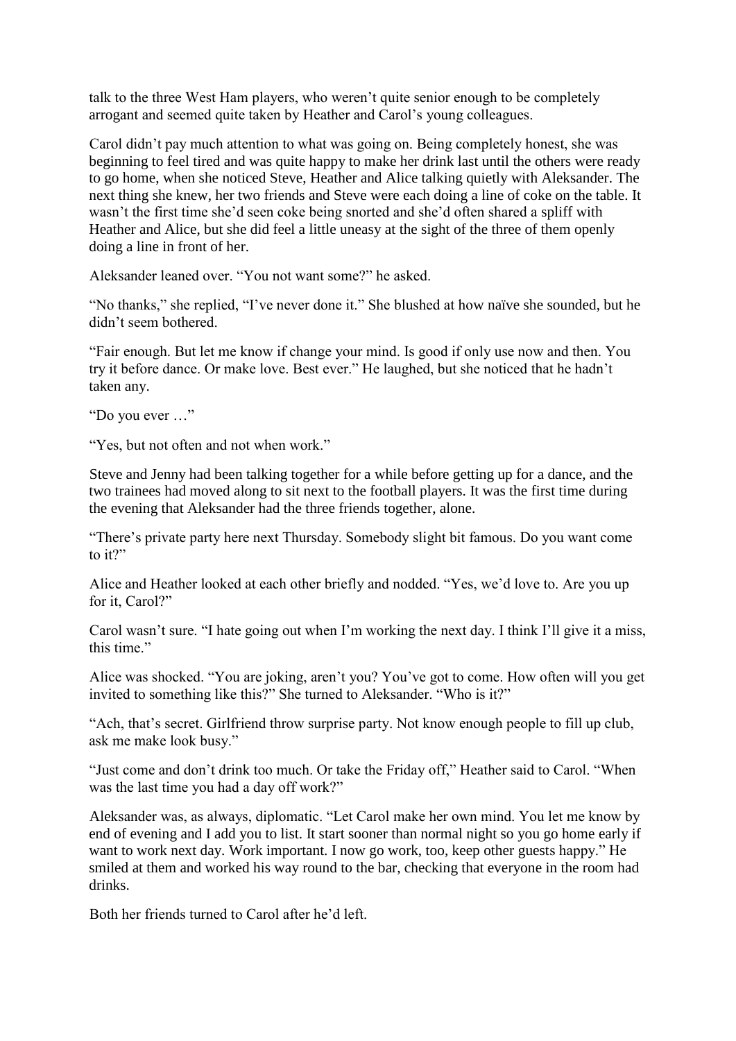talk to the three West Ham players, who weren't quite senior enough to be completely arrogant and seemed quite taken by Heather and Carol's young colleagues.

Carol didn't pay much attention to what was going on. Being completely honest, she was beginning to feel tired and was quite happy to make her drink last until the others were ready to go home, when she noticed Steve, Heather and Alice talking quietly with Aleksander. The next thing she knew, her two friends and Steve were each doing a line of coke on the table. It wasn't the first time she'd seen coke being snorted and she'd often shared a spliff with Heather and Alice, but she did feel a little uneasy at the sight of the three of them openly doing a line in front of her.

Aleksander leaned over. "You not want some?" he asked.

"No thanks," she replied, "I've never done it." She blushed at how naïve she sounded, but he didn't seem bothered.

"Fair enough. But let me know if change your mind. Is good if only use now and then. You try it before dance. Or make love. Best ever." He laughed, but she noticed that he hadn't taken any.

"Do you ever …"

"Yes, but not often and not when work."

Steve and Jenny had been talking together for a while before getting up for a dance, and the two trainees had moved along to sit next to the football players. It was the first time during the evening that Aleksander had the three friends together, alone.

"There's private party here next Thursday. Somebody slight bit famous. Do you want come to it?"

Alice and Heather looked at each other briefly and nodded. "Yes, we'd love to. Are you up for it, Carol?"

Carol wasn't sure. "I hate going out when I'm working the next day. I think I'll give it a miss, this time."

Alice was shocked. "You are joking, aren't you? You've got to come. How often will you get invited to something like this?" She turned to Aleksander. "Who is it?"

"Ach, that's secret. Girlfriend throw surprise party. Not know enough people to fill up club, ask me make look busy."

"Just come and don't drink too much. Or take the Friday off," Heather said to Carol. "When was the last time you had a day off work?"

Aleksander was, as always, diplomatic. "Let Carol make her own mind. You let me know by end of evening and I add you to list. It start sooner than normal night so you go home early if want to work next day. Work important. I now go work, too, keep other guests happy." He smiled at them and worked his way round to the bar, checking that everyone in the room had drinks.

Both her friends turned to Carol after he'd left.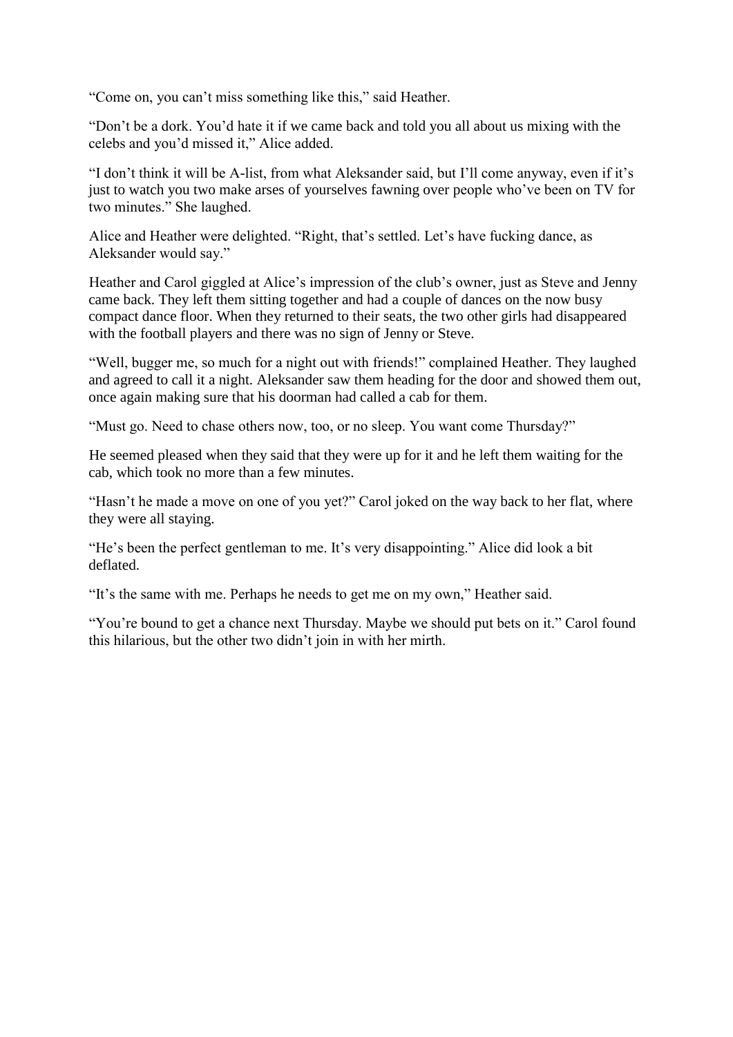"Come on, you can't miss something like this," said Heather.

"Don't be a dork. You'd hate it if we came back and told you all about us mixing with the celebs and you'd missed it," Alice added.

"I don't think it will be A-list, from what Aleksander said, but I'll come anyway, even if it's just to watch you two make arses of yourselves fawning over people who've been on TV for two minutes." She laughed.

Alice and Heather were delighted. "Right, that's settled. Let's have fucking dance, as Aleksander would say."

Heather and Carol giggled at Alice's impression of the club's owner, just as Steve and Jenny came back. They left them sitting together and had a couple of dances on the now busy compact dance floor. When they returned to their seats, the two other girls had disappeared with the football players and there was no sign of Jenny or Steve.

"Well, bugger me, so much for a night out with friends!" complained Heather. They laughed and agreed to call it a night. Aleksander saw them heading for the door and showed them out, once again making sure that his doorman had called a cab for them.

"Must go. Need to chase others now, too, or no sleep. You want come Thursday?"

He seemed pleased when they said that they were up for it and he left them waiting for the cab, which took no more than a few minutes.

"Hasn't he made a move on one of you yet?" Carol joked on the way back to her flat, where they were all staying.

"He's been the perfect gentleman to me. It's very disappointing." Alice did look a bit deflated.

"It's the same with me. Perhaps he needs to get me on my own," Heather said.

"You're bound to get a chance next Thursday. Maybe we should put bets on it." Carol found this hilarious, but the other two didn't join in with her mirth.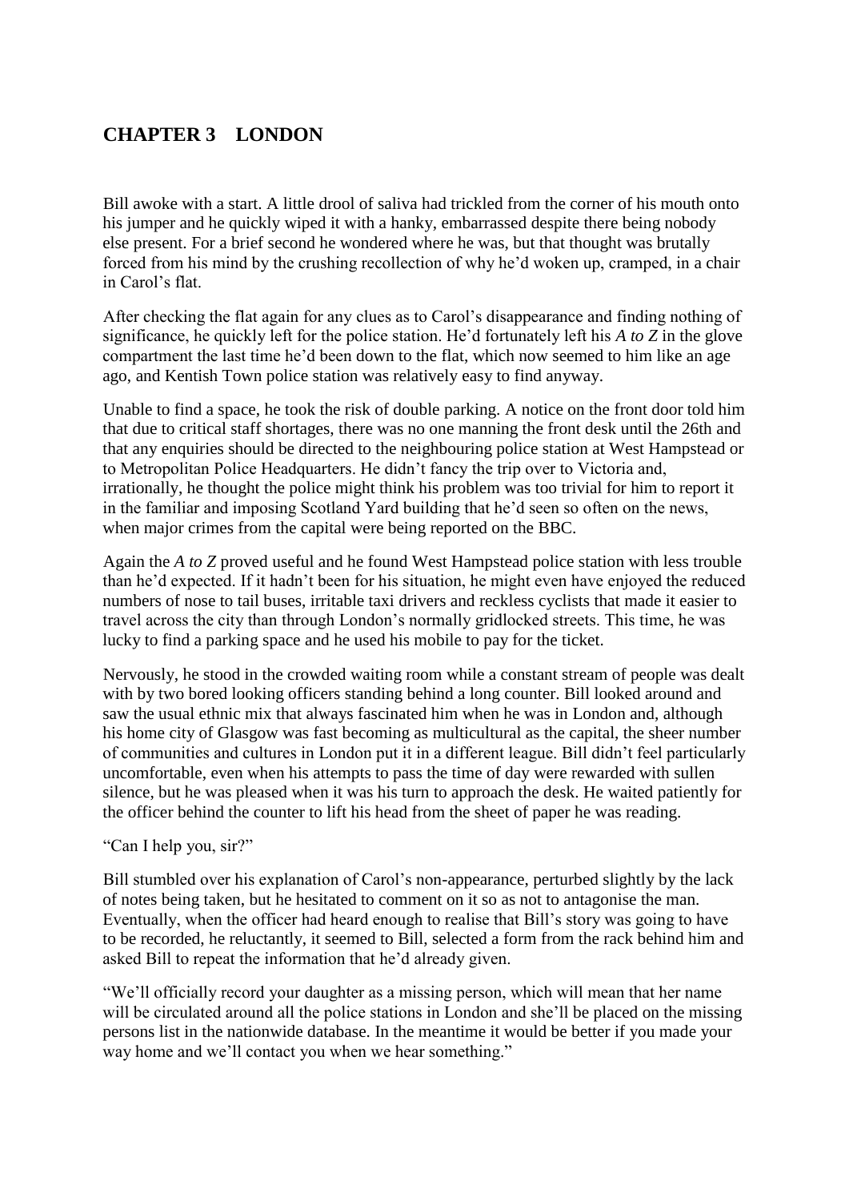## CHAPTER 3 LONDON

Bill awoke with a start. A little drool of saliva had trickled from the corner of his mouth onto his jumper and he quickly wiped it with a hanky, embarrassed despite there being nobody else present. For a brief second he wondered where he was, but that thought was brutally forced from his mind by the crushing recollection of why he'd woken up, cramped, in a chair in Carol's flat.

After checking the flat again for any clues as to Carol's disappearance and finding nothing of significance, he quickly left for the police station. He'd fortunately left his *A to Z* in the glove compartment the last time he'd been down to the flat, which now seemed to him like an age ago, and Kentish Town police station was relatively easy to find anyway.

Unable to find a space, he took the risk of double parking. A notice on the front door told him that due to critical staff shortages, there was no one manning the front desk until the 26th and that any enquiries should be directed to the neighbouring police station at West Hampstead or to Metropolitan Police Headquarters. He didn't fancy the trip over to Victoria and, irrationally, he thought the police might think his problem was too trivial for him to report it in the familiar and imposing Scotland Yard building that he'd seen so often on the news, when major crimes from the capital were being reported on the BBC.

Again the *A to Z* proved useful and he found West Hampstead police station with less trouble than he'd expected. If it hadn't been for his situation, he might even have enjoyed the reduced numbers of nose to tail buses, irritable taxi drivers and reckless cyclists that made it easier to travel across the city than through London's normally gridlocked streets. This time, he was lucky to find a parking space and he used his mobile to pay for the ticket.

Nervously, he stood in the crowded waiting room while a constant stream of people was dealt with by two bored looking officers standing behind a long counter. Bill looked around and saw the usual ethnic mix that always fascinated him when he was in London and, although his home city of Glasgow was fast becoming as multicultural as the capital, the sheer number of communities and cultures in London put it in a different league. Bill didn't feel particularly uncomfortable, even when his attempts to pass the time of day were rewarded with sullen silence, but he was pleased when it was his turn to approach the desk. He waited patiently for the officer behind the counter to lift his head from the sheet of paper he was reading.

"Can I help you, sir?"

Bill stumbled over his explanation of Carol's non-appearance, perturbed slightly by the lack of notes being taken, but he hesitated to comment on it so as not to antagonise the man. Eventually, when the officer had heard enough to realise that Bill's story was going to have to be recorded, he reluctantly, it seemed to Bill, selected a form from the rack behind him and asked Bill to repeat the information that he'd already given.

"We'll officially record your daughter as a missing person, which will mean that her name will be circulated around all the police stations in London and she'll be placed on the missing persons list in the nationwide database. In the meantime it would be better if you made your way home and we'll contact you when we hear something."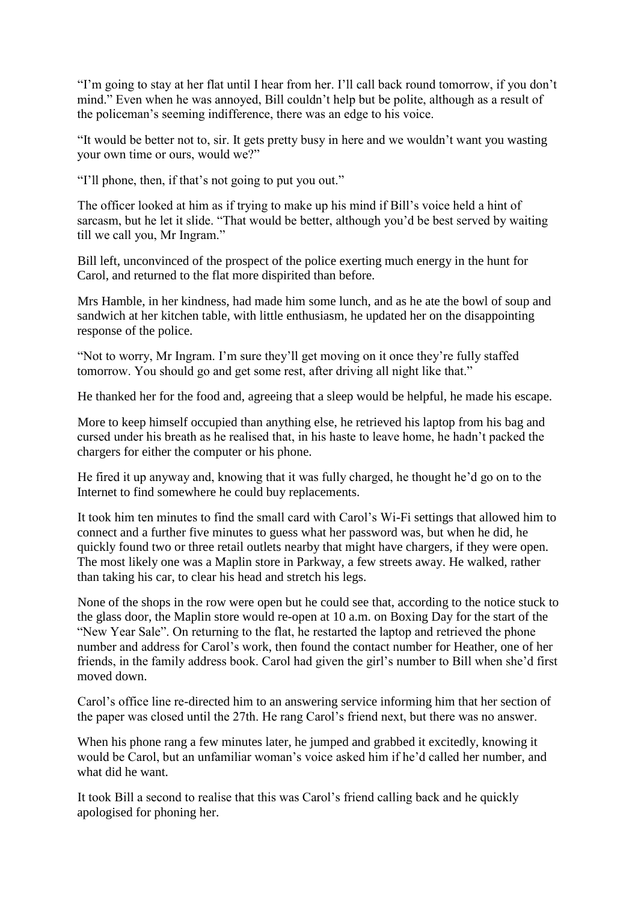"I'm going to stay at her flat until I hear from her. I'll call back round tomorrow, if you don't mind." Even when he was annoyed, Bill couldn't help but be polite, although as a result of the policeman's seeming indifference, there was an edge to his voice.

"It would be better not to, sir. It gets pretty busy in here and we wouldn't want you wasting your own time or ours, would we?"

"I'll phone, then, if that's not going to put you out."

The officer looked at him as if trying to make up his mind if Bill's voice held a hint of sarcasm, but he let it slide. "That would be better, although you'd be best served by waiting till we call you, Mr Ingram."

Bill left, unconvinced of the prospect of the police exerting much energy in the hunt for Carol, and returned to the flat more dispirited than before.

Mrs Hamble, in her kindness, had made him some lunch, and as he ate the bowl of soup and sandwich at her kitchen table, with little enthusiasm, he updated her on the disappointing response of the police.

"Not to worry, Mr Ingram. I'm sure they'll get moving on it once they're fully staffed tomorrow. You should go and get some rest, after driving all night like that."

He thanked her for the food and, agreeing that a sleep would be helpful, he made his escape.

More to keep himself occupied than anything else, he retrieved his laptop from his bag and cursed under his breath as he realised that, in his haste to leave home, he hadn't packed the chargers for either the computer or his phone.

He fired it up anyway and, knowing that it was fully charged, he thought he'd go on to the Internet to find somewhere he could buy replacements.

It took him ten minutes to find the small card with Carol's Wi-Fi settings that allowed him to connect and a further five minutes to guess what her password was, but when he did, he quickly found two or three retail outlets nearby that might have chargers, if they were open. The most likely one was a Maplin store in Parkway, a few streets away. He walked, rather than taking his car, to clear his head and stretch his legs.

None of the shops in the row were open but he could see that, according to the notice stuck to the glass door, the Maplin store would re-open at 10 a.m. on Boxing Day for the start of the "New Year Sale". On returning to the flat, he restarted the laptop and retrieved the phone number and address for Carol's work, then found the contact number for Heather, one of her friends, in the family address book. Carol had given the girl's number to Bill when she'd first moved down.

Carol's office line re-directed him to an answering service informing him that her section of the paper was closed until the 27th. He rang Carol's friend next, but there was no answer.

When his phone rang a few minutes later, he jumped and grabbed it excitedly, knowing it would be Carol, but an unfamiliar woman's voice asked him if he'd called her number, and what did he want.

It took Bill a second to realise that this was Carol's friend calling back and he quickly apologised for phoning her.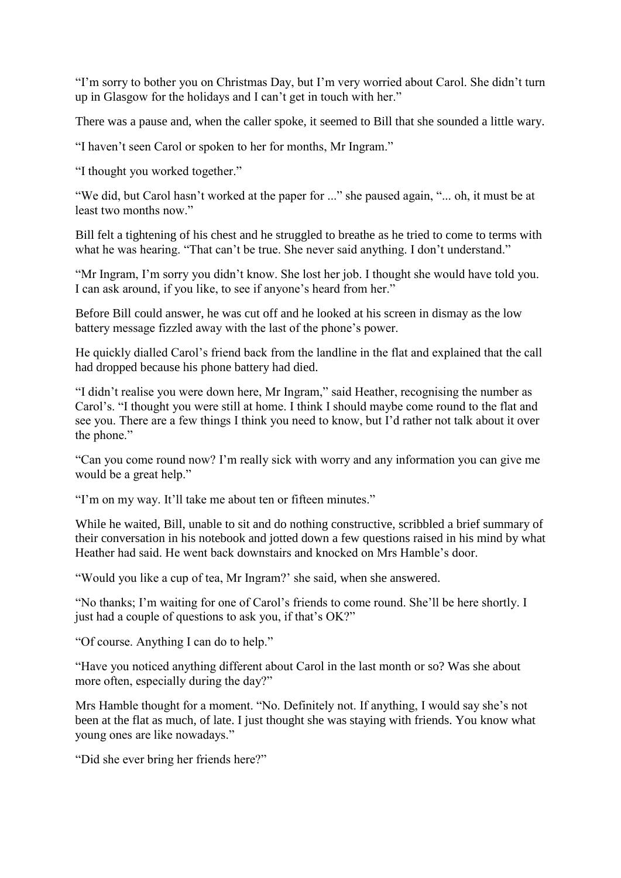"I'm sorry to bother you on Christmas Day, but I'm very worried about Carol. She didn't turn up in Glasgow for the holidays and I can't get in touch with her."

There was a pause and, when the caller spoke, it seemed to Bill that she sounded a little wary.

"I haven't seen Carol or spoken to her for months, Mr Ingram."

"I thought you worked together."

"We did, but Carol hasn't worked at the paper for ..." she paused again, "... oh, it must be at least two months now."

Bill felt a tightening of his chest and he struggled to breathe as he tried to come to terms with what he was hearing. "That can't be true. She never said anything. I don't understand."

"Mr Ingram, I'm sorry you didn't know. She lost her job. I thought she would have told you. I can ask around, if you like, to see if anyone's heard from her."

Before Bill could answer, he was cut off and he looked at his screen in dismay as the low battery message fizzled away with the last of the phone's power.

He quickly dialled Carol's friend back from the landline in the flat and explained that the call had dropped because his phone battery had died.

"I didn't realise you were down here, Mr Ingram," said Heather, recognising the number as Carol's. "I thought you were still at home. I think I should maybe come round to the flat and see you. There are a few things I think you need to know, but I'd rather not talk about it over the phone."

"Can you come round now? I'm really sick with worry and any information you can give me would be a great help."

"I'm on my way. It'll take me about ten or fifteen minutes."

While he waited, Bill, unable to sit and do nothing constructive, scribbled a brief summary of their conversation in his notebook and jotted down a few questions raised in his mind by what Heather had said. He went back downstairs and knocked on Mrs Hamble's door.

"Would you like a cup of tea, Mr Ingram?' she said, when she answered.

"No thanks; I'm waiting for one of Carol's friends to come round. She'll be here shortly. I just had a couple of questions to ask you, if that's OK?"

"Of course. Anything I can do to help."

"Have you noticed anything different about Carol in the last month or so? Was she about more often, especially during the day?"

Mrs Hamble thought for a moment. "No. Definitely not. If anything, I would say she's not been at the flat as much, of late. I just thought she was staying with friends. You know what young ones are like nowadays."

"Did she ever bring her friends here?"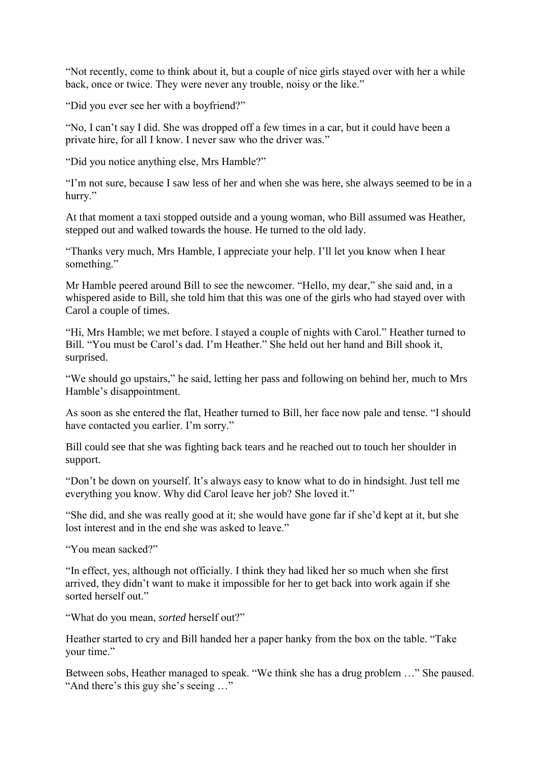“Not recently, come to think about it, but a couple of nice girls stayed over with her a while back, once or twice. They were never any trouble, noisy or the like.”

“Did you ever see her with a boyfriend?”

“No, I can’t say I did. She was dropped off a few times in a car, but it could have been a private hire, for all I know. I never saw who the driver was.”

“Did you notice anything else, Mrs Hamble?”

“I’m not sure, because I saw less of her and when she was here, she always seemed to be in a hurry.”

At that moment a taxi stopped outside and a young woman, who Bill assumed was Heather, stepped out and walked towards the house. He turned to the old lady.

“Thanks very much, Mrs Hamble, I appreciate your help. I’ll let you know when I hear something.”

Mr Hamble peered around Bill to see the newcomer. “Hello, my dear,” she said and, in a whispered aside to Bill, she told him that this was one of the girls who had stayed over with Carol a couple of times.

“Hi, Mrs Hamble; we met before. I stayed a couple of nights with Carol.” Heather turned to Bill. “You must be Carol’s dad. I’m Heather.” She held out her hand and Bill shook it, surprised.

“We should go upstairs,” he said, letting her pass and following on behind her, much to Mrs Hamble’s disappointment.

As soon as she entered the flat, Heather turned to Bill, her face now pale and tense. “I should have contacted you earlier. I’m sorry.”

Bill could see that she was fighting back tears and he reached out to touch her shoulder in support.

“Don’t be down on yourself. It’s always easy to know what to do in hindsight. Just tell me everything you know. Why did Carol leave her job? She loved it.”

“She did, and she was really good at it; she would have gone far if she’d kept at it, but she lost interest and in the end she was asked to leave.”

“You mean sacked?”

“In effect, yes, although not officially. I think they had liked her so much when she first arrived, they didn’t want to make it impossible for her to get back into work again if she sorted herself out.”

“What do you mean, *sorted* herself out?”

Heather started to cry and Bill handed her a paper hanky from the box on the table. “Take your time.”

Between sobs, Heather managed to speak. “We think she has a drug problem …” She paused. “And there’s this guy she’s seeing …”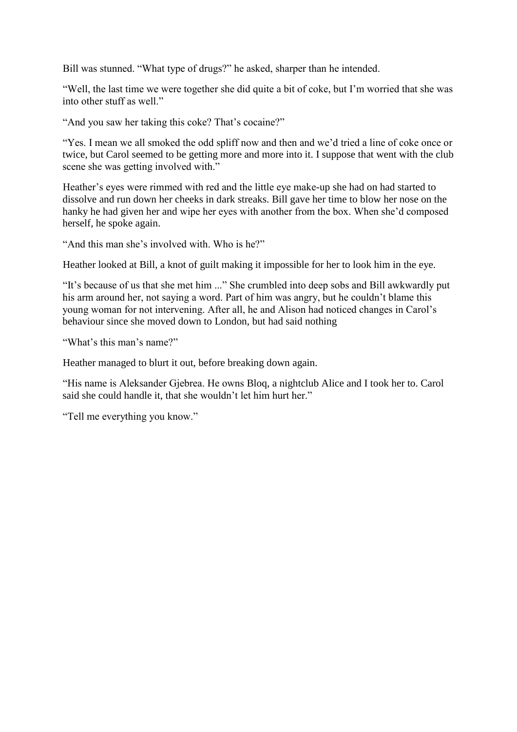Bill was stunned. "What type of drugs?" he asked, sharper than he intended.

"Well, the last time we were together she did quite a bit of coke, but I'm worried that she was into other stuff as well."

"And you saw her taking this coke? That's cocaine?"

"Yes. I mean we all smoked the odd spliff now and then and we'd tried a line of coke once or twice, but Carol seemed to be getting more and more into it. I suppose that went with the club scene she was getting involved with."

Heather's eyes were rimmed with red and the little eye make-up she had on had started to dissolve and run down her cheeks in dark streaks. Bill gave her time to blow her nose on the hanky he had given her and wipe her eyes with another from the box. When she'd composed herself, he spoke again.

"And this man she's involved with. Who is he?"

Heather looked at Bill, a knot of guilt making it impossible for her to look him in the eye.

"It's because of us that she met him ..." She crumbled into deep sobs and Bill awkwardly put his arm around her, not saying a word. Part of him was angry, but he couldn't blame this young woman for not intervening. After all, he and Alison had noticed changes in Carol's behaviour since she moved down to London, but had said nothing

"What's this man's name?"

Heather managed to blurt it out, before breaking down again.

"His name is Aleksander Gjebrea. He owns Bloq, a nightclub Alice and I took her to. Carol said she could handle it, that she wouldn't let him hurt her."

"Tell me everything you know."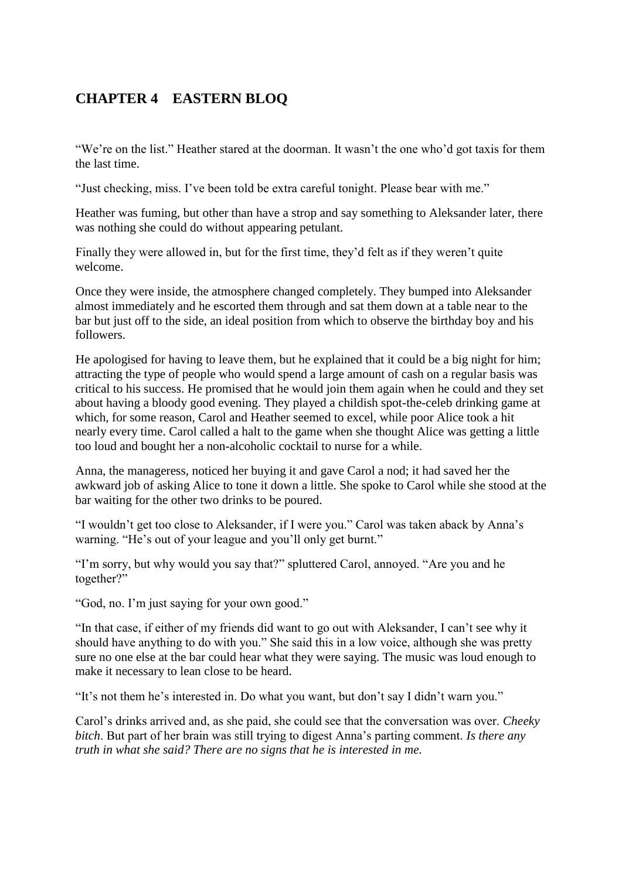## CHAPTER 4 EASTERN BLOQ

"We're on the list." Heather stared at the doorman. It wasn't the one who'd got taxis for them the last time.

"Just checking, miss. I've been told be extra careful tonight. Please bear with me."

Heather was fuming, but other than have a strop and say something to Aleksander later, there was nothing she could do without appearing petulant.

Finally they were allowed in, but for the first time, they'd felt as if they weren't quite welcome.

Once they were inside, the atmosphere changed completely. They bumped into Aleksander almost immediately and he escorted them through and sat them down at a table near to the bar but just off to the side, an ideal position from which to observe the birthday boy and his followers.

He apologised for having to leave them, but he explained that it could be a big night for him; attracting the type of people who would spend a large amount of cash on a regular basis was critical to his success. He promised that he would join them again when he could and they set about having a bloody good evening. They played a childish spot-the-celeb drinking game at which, for some reason, Carol and Heather seemed to excel, while poor Alice took a hit nearly every time. Carol called a halt to the game when she thought Alice was getting a little too loud and bought her a non-alcoholic cocktail to nurse for a while.

Anna, the manageress, noticed her buying it and gave Carol a nod; it had saved her the awkward job of asking Alice to tone it down a little. She spoke to Carol while she stood at the bar waiting for the other two drinks to be poured.

"I wouldn't get too close to Aleksander, if I were you." Carol was taken aback by Anna's warning. "He's out of your league and you'll only get burnt."

"I'm sorry, but why would you say that?" spluttered Carol, annoyed. "Are you and he together?"

"God, no. I'm just saying for your own good."

"In that case, if either of my friends did want to go out with Aleksander, I can't see why it should have anything to do with you." She said this in a low voice, although she was pretty sure no one else at the bar could hear what they were saying. The music was loud enough to make it necessary to lean close to be heard.

"It's not them he's interested in. Do what you want, but don't say I didn't warn you."

Carol's drinks arrived and, as she paid, she could see that the conversation was over. *Cheeky bitch*. But part of her brain was still trying to digest Anna's parting comment. *Is there any truth in what she said? There are no signs that he is interested in me.*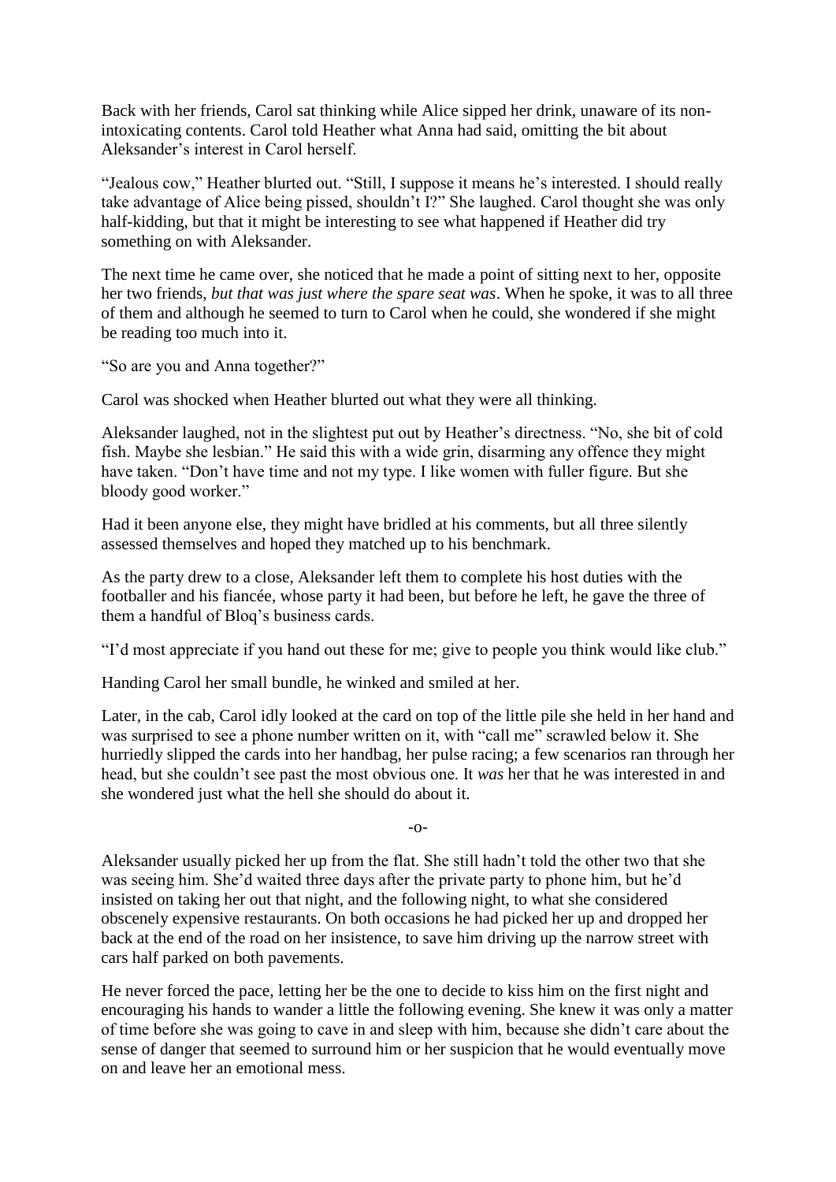Back with her friends, Carol sat thinking while Alice sipped her drink, unaware of its non-intoxicating contents. Carol told Heather what Anna had said, omitting the bit about Aleksander's interest in Carol herself.

"Jealous cow," Heather blurted out. "Still, I suppose it means he's interested. I should really take advantage of Alice being pissed, shouldn't I?" She laughed. Carol thought she was only half-kidding, but that it might be interesting to see what happened if Heather did try something on with Aleksander.

The next time he came over, she noticed that he made a point of sitting next to her, opposite her two friends, *but that was just where the spare seat was*. When he spoke, it was to all three of them and although he seemed to turn to Carol when he could, she wondered if she might be reading too much into it.

"So are you and Anna together?"

Carol was shocked when Heather blurted out what they were all thinking.

Aleksander laughed, not in the slightest put out by Heather's directness. "No, she bit of cold fish. Maybe she lesbian." He said this with a wide grin, disarming any offence they might have taken. "Don't have time and not my type. I like women with fuller figure. But she bloody good worker."

Had it been anyone else, they might have bridled at his comments, but all three silently assessed themselves and hoped they matched up to his benchmark.

As the party drew to a close, Aleksander left them to complete his host duties with the footballer and his fiancée, whose party it had been, but before he left, he gave the three of them a handful of Bloq's business cards.

"I'd most appreciate if you hand out these for me; give to people you think would like club."

Handing Carol her small bundle, he winked and smiled at her.

Later, in the cab, Carol idly looked at the card on top of the little pile she held in her hand and was surprised to see a phone number written on it, with "call me" scrawled below it. She hurriedly slipped the cards into her handbag, her pulse racing; a few scenarios ran through her head, but she couldn't see past the most obvious one. It *was* her that he was interested in and she wondered just what the hell she should do about it.

-o-

Aleksander usually picked her up from the flat. She still hadn't told the other two that she was seeing him. She'd waited three days after the private party to phone him, but he'd insisted on taking her out that night, and the following night, to what she considered obscenely expensive restaurants. On both occasions he had picked her up and dropped her back at the end of the road on her insistence, to save him driving up the narrow street with cars half parked on both pavements.

He never forced the pace, letting her be the one to decide to kiss him on the first night and encouraging his hands to wander a little the following evening. She knew it was only a matter of time before she was going to cave in and sleep with him, because she didn't care about the sense of danger that seemed to surround him or her suspicion that he would eventually move on and leave her an emotional mess.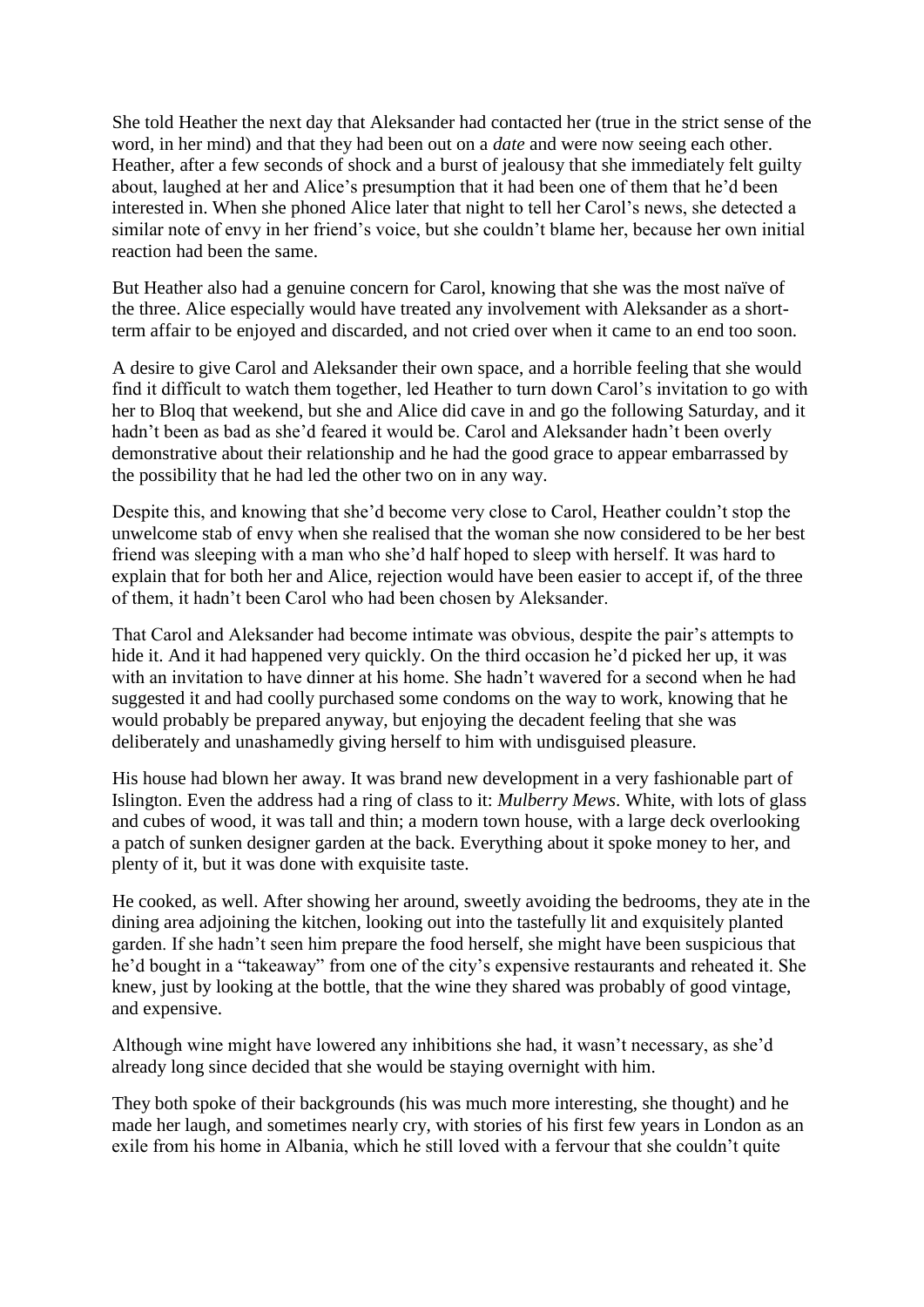She told Heather the next day that Aleksander had contacted her (true in the strict sense of the word, in her mind) and that they had been out on a *date* and were now seeing each other. Heather, after a few seconds of shock and a burst of jealousy that she immediately felt guilty about, laughed at her and Alice's presumption that it had been one of them that he'd been interested in. When she phoned Alice later that night to tell her Carol's news, she detected a similar note of envy in her friend's voice, but she couldn't blame her, because her own initial reaction had been the same.

But Heather also had a genuine concern for Carol, knowing that she was the most naïve of the three. Alice especially would have treated any involvement with Aleksander as a short-term affair to be enjoyed and discarded, and not cried over when it came to an end too soon.

A desire to give Carol and Aleksander their own space, and a horrible feeling that she would find it difficult to watch them together, led Heather to turn down Carol's invitation to go with her to Bloq that weekend, but she and Alice did cave in and go the following Saturday, and it hadn't been as bad as she'd feared it would be. Carol and Aleksander hadn't been overly demonstrative about their relationship and he had the good grace to appear embarrassed by the possibility that he had led the other two on in any way.

Despite this, and knowing that she'd become very close to Carol, Heather couldn't stop the unwelcome stab of envy when she realised that the woman she now considered to be her best friend was sleeping with a man who she'd half hoped to sleep with herself. It was hard to explain that for both her and Alice, rejection would have been easier to accept if, of the three of them, it hadn't been Carol who had been chosen by Aleksander.

That Carol and Aleksander had become intimate was obvious, despite the pair's attempts to hide it. And it had happened very quickly. On the third occasion he'd picked her up, it was with an invitation to have dinner at his home. She hadn't wavered for a second when he had suggested it and had coolly purchased some condoms on the way to work, knowing that he would probably be prepared anyway, but enjoying the decadent feeling that she was deliberately and unashamedly giving herself to him with undisguised pleasure.

His house had blown her away. It was brand new development in a very fashionable part of Islington. Even the address had a ring of class to it: *Mulberry Mews*. White, with lots of glass and cubes of wood, it was tall and thin; a modern town house, with a large deck overlooking a patch of sunken designer garden at the back. Everything about it spoke money to her, and plenty of it, but it was done with exquisite taste.

He cooked, as well. After showing her around, sweetly avoiding the bedrooms, they ate in the dining area adjoining the kitchen, looking out into the tastefully lit and exquisitely planted garden. If she hadn't seen him prepare the food herself, she might have been suspicious that he'd bought in a "takeaway" from one of the city's expensive restaurants and reheated it. She knew, just by looking at the bottle, that the wine they shared was probably of good vintage, and expensive.

Although wine might have lowered any inhibitions she had, it wasn't necessary, as she'd already long since decided that she would be staying overnight with him.

They both spoke of their backgrounds (his was much more interesting, she thought) and he made her laugh, and sometimes nearly cry, with stories of his first few years in London as an exile from his home in Albania, which he still loved with a fervour that she couldn't quite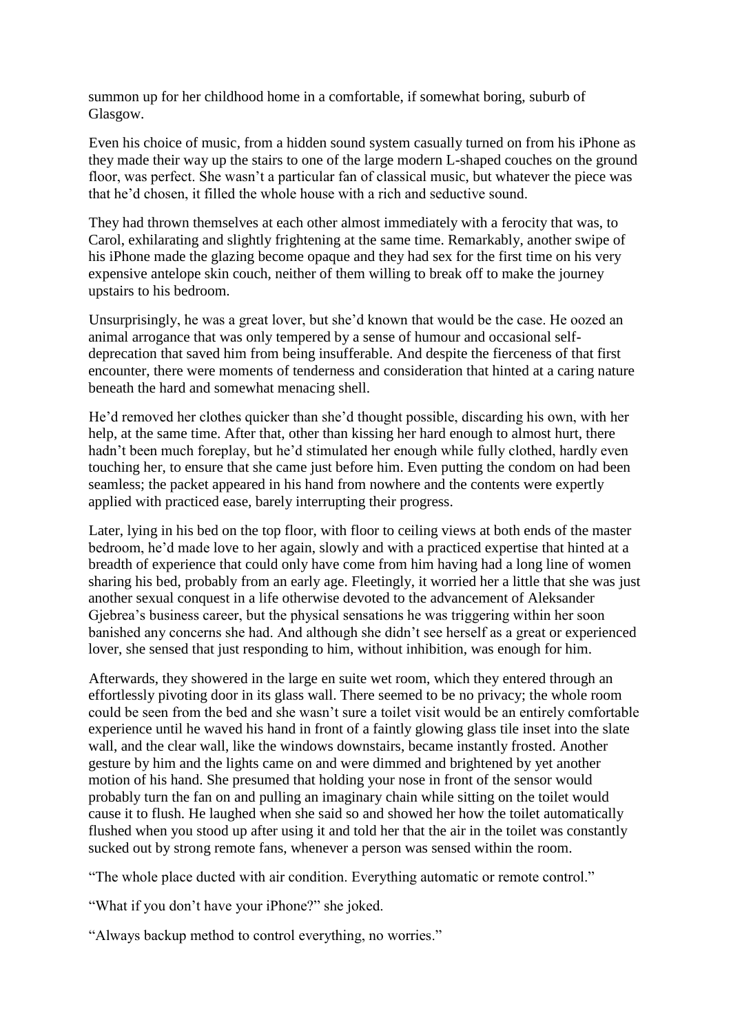summon up for her childhood home in a comfortable, if somewhat boring, suburb of Glasgow.

Even his choice of music, from a hidden sound system casually turned on from his iPhone as they made their way up the stairs to one of the large modern L-shaped couches on the ground floor, was perfect. She wasn't a particular fan of classical music, but whatever the piece was that he'd chosen, it filled the whole house with a rich and seductive sound.

They had thrown themselves at each other almost immediately with a ferocity that was, to Carol, exhilarating and slightly frightening at the same time. Remarkably, another swipe of his iPhone made the glazing become opaque and they had sex for the first time on his very expensive antelope skin couch, neither of them willing to break off to make the journey upstairs to his bedroom.

Unsurprisingly, he was a great lover, but she'd known that would be the case. He oozed an animal arrogance that was only tempered by a sense of humour and occasional self-deprecation that saved him from being insufferable. And despite the fierceness of that first encounter, there were moments of tenderness and consideration that hinted at a caring nature beneath the hard and somewhat menacing shell.

He'd removed her clothes quicker than she'd thought possible, discarding his own, with her help, at the same time. After that, other than kissing her hard enough to almost hurt, there hadn't been much foreplay, but he'd stimulated her enough while fully clothed, hardly even touching her, to ensure that she came just before him. Even putting the condom on had been seamless; the packet appeared in his hand from nowhere and the contents were expertly applied with practiced ease, barely interrupting their progress.

Later, lying in his bed on the top floor, with floor to ceiling views at both ends of the master bedroom, he'd made love to her again, slowly and with a practiced expertise that hinted at a breadth of experience that could only have come from him having had a long line of women sharing his bed, probably from an early age. Fleetingly, it worried her a little that she was just another sexual conquest in a life otherwise devoted to the advancement of Aleksander Gjebrea's business career, but the physical sensations he was triggering within her soon banished any concerns she had. And although she didn't see herself as a great or experienced lover, she sensed that just responding to him, without inhibition, was enough for him.

Afterwards, they showered in the large en suite wet room, which they entered through an effortlessly pivoting door in its glass wall. There seemed to be no privacy; the whole room could be seen from the bed and she wasn't sure a toilet visit would be an entirely comfortable experience until he waved his hand in front of a faintly glowing glass tile inset into the slate wall, and the clear wall, like the windows downstairs, became instantly frosted. Another gesture by him and the lights came on and were dimmed and brightened by yet another motion of his hand. She presumed that holding your nose in front of the sensor would probably turn the fan on and pulling an imaginary chain while sitting on the toilet would cause it to flush. He laughed when she said so and showed her how the toilet automatically flushed when you stood up after using it and told her that the air in the toilet was constantly sucked out by strong remote fans, whenever a person was sensed within the room.

"The whole place ducted with air condition. Everything automatic or remote control."

"What if you don't have your iPhone?" she joked.

"Always backup method to control everything, no worries."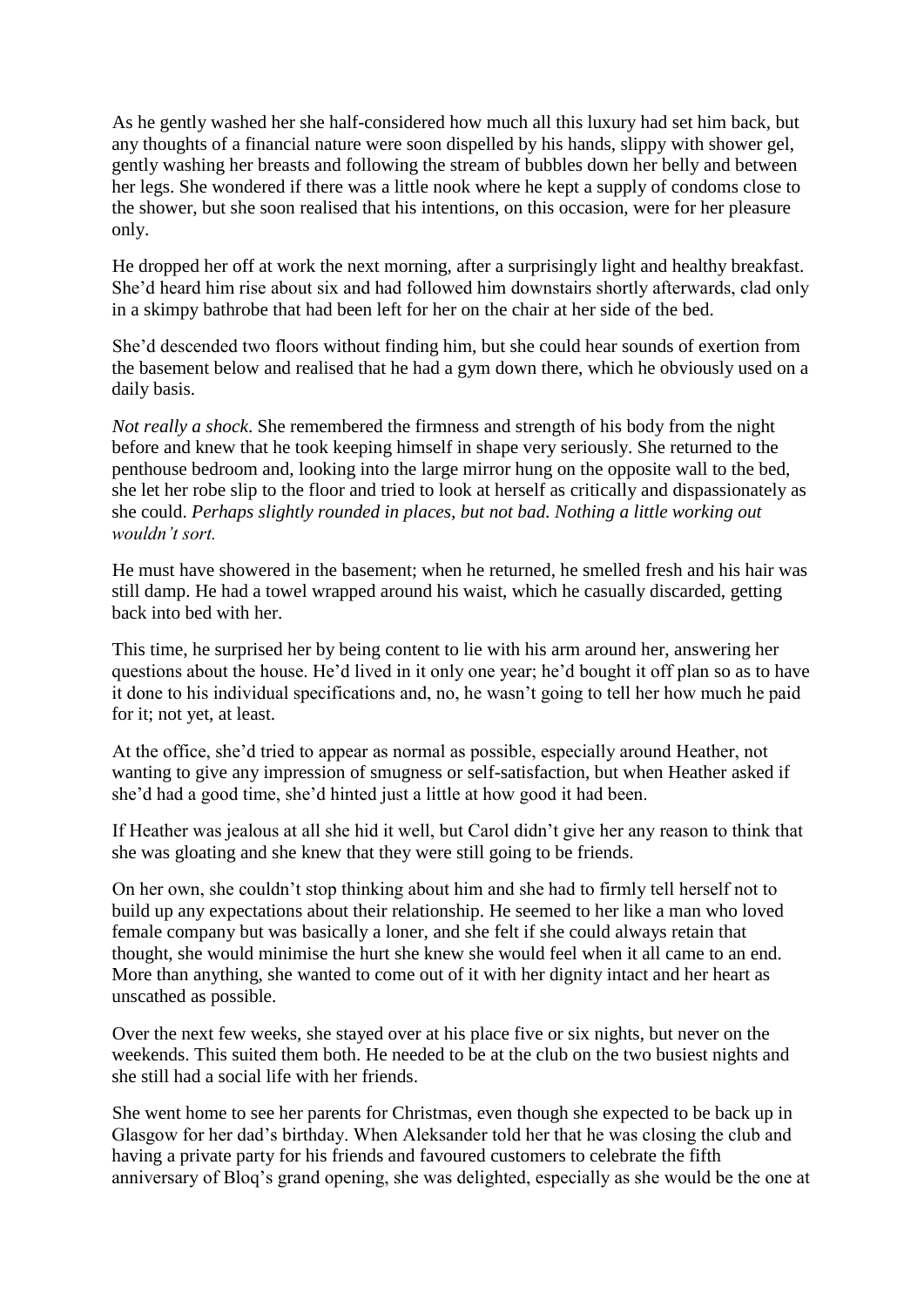As he gently washed her she half-considered how much all this luxury had set him back, but any thoughts of a financial nature were soon dispelled by his hands, slippy with shower gel, gently washing her breasts and following the stream of bubbles down her belly and between her legs. She wondered if there was a little nook where he kept a supply of condoms close to the shower, but she soon realised that his intentions, on this occasion, were for her pleasure only.

He dropped her off at work the next morning, after a surprisingly light and healthy breakfast. She'd heard him rise about six and had followed him downstairs shortly afterwards, clad only in a skimpy bathrobe that had been left for her on the chair at her side of the bed.

She'd descended two floors without finding him, but she could hear sounds of exertion from the basement below and realised that he had a gym down there, which he obviously used on a daily basis.

*Not really a shock*. She remembered the firmness and strength of his body from the night before and knew that he took keeping himself in shape very seriously. She returned to the penthouse bedroom and, looking into the large mirror hung on the opposite wall to the bed, she let her robe slip to the floor and tried to look at herself as critically and dispassionately as she could. *Perhaps slightly rounded in places, but not bad. Nothing a little working out wouldn't sort.*

He must have showered in the basement; when he returned, he smelled fresh and his hair was still damp. He had a towel wrapped around his waist, which he casually discarded, getting back into bed with her.

This time, he surprised her by being content to lie with his arm around her, answering her questions about the house. He'd lived in it only one year; he'd bought it off plan so as to have it done to his individual specifications and, no, he wasn't going to tell her how much he paid for it; not yet, at least.

At the office, she'd tried to appear as normal as possible, especially around Heather, not wanting to give any impression of smugness or self-satisfaction, but when Heather asked if she'd had a good time, she'd hinted just a little at how good it had been.

If Heather was jealous at all she hid it well, but Carol didn't give her any reason to think that she was gloating and she knew that they were still going to be friends.

On her own, she couldn't stop thinking about him and she had to firmly tell herself not to build up any expectations about their relationship. He seemed to her like a man who loved female company but was basically a loner, and she felt if she could always retain that thought, she would minimise the hurt she knew she would feel when it all came to an end. More than anything, she wanted to come out of it with her dignity intact and her heart as unscathed as possible.

Over the next few weeks, she stayed over at his place five or six nights, but never on the weekends. This suited them both. He needed to be at the club on the two busiest nights and she still had a social life with her friends.

She went home to see her parents for Christmas, even though she expected to be back up in Glasgow for her dad's birthday. When Aleksander told her that he was closing the club and having a private party for his friends and favoured customers to celebrate the fifth anniversary of Bloq's grand opening, she was delighted, especially as she would be the one at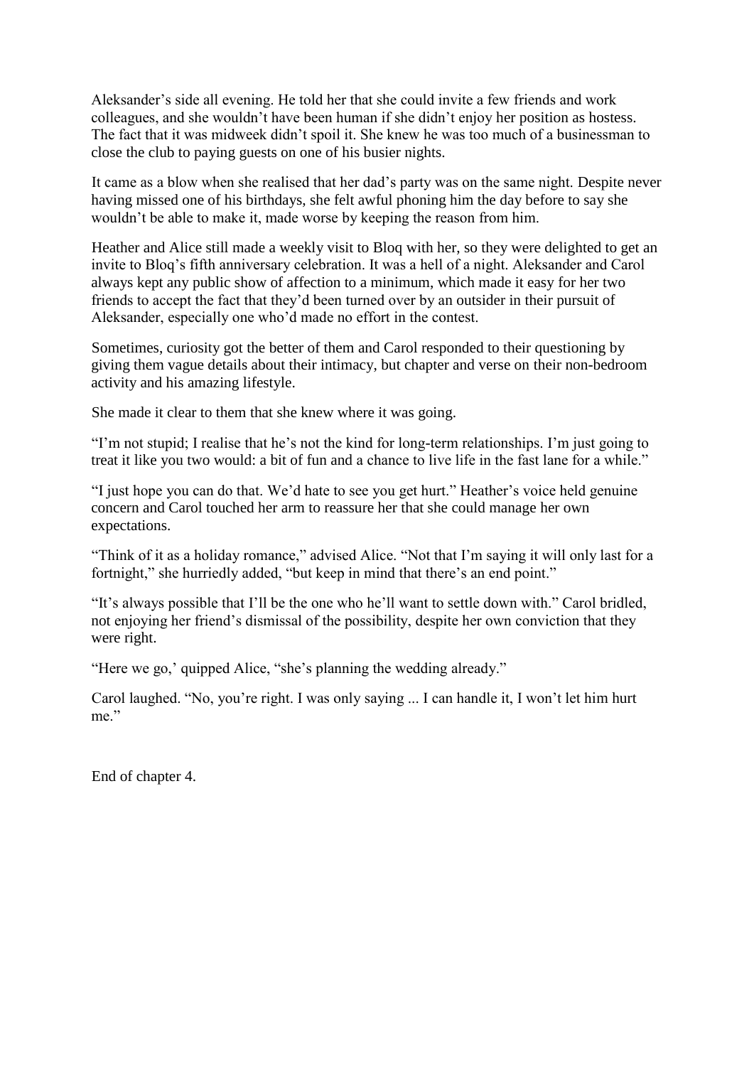Aleksander's side all evening. He told her that she could invite a few friends and work colleagues, and she wouldn't have been human if she didn't enjoy her position as hostess. The fact that it was midweek didn't spoil it. She knew he was too much of a businessman to close the club to paying guests on one of his busier nights.

It came as a blow when she realised that her dad's party was on the same night. Despite never having missed one of his birthdays, she felt awful phoning him the day before to say she wouldn't be able to make it, made worse by keeping the reason from him.

Heather and Alice still made a weekly visit to Bloq with her, so they were delighted to get an invite to Bloq's fifth anniversary celebration. It was a hell of a night. Aleksander and Carol always kept any public show of affection to a minimum, which made it easy for her two friends to accept the fact that they'd been turned over by an outsider in their pursuit of Aleksander, especially one who'd made no effort in the contest.

Sometimes, curiosity got the better of them and Carol responded to their questioning by giving them vague details about their intimacy, but chapter and verse on their non-bedroom activity and his amazing lifestyle.

She made it clear to them that she knew where it was going.

"I'm not stupid; I realise that he's not the kind for long-term relationships. I'm just going to treat it like you two would: a bit of fun and a chance to live life in the fast lane for a while."

"I just hope you can do that. We'd hate to see you get hurt." Heather's voice held genuine concern and Carol touched her arm to reassure her that she could manage her own expectations.

"Think of it as a holiday romance," advised Alice. "Not that I'm saying it will only last for a fortnight," she hurriedly added, "but keep in mind that there's an end point."

"It's always possible that I'll be the one who he'll want to settle down with." Carol bridled, not enjoying her friend's dismissal of the possibility, despite her own conviction that they were right.

"Here we go,' quipped Alice, "she's planning the wedding already."

Carol laughed. "No, you're right. I was only saying ... I can handle it, I won't let him hurt me."

End of chapter 4.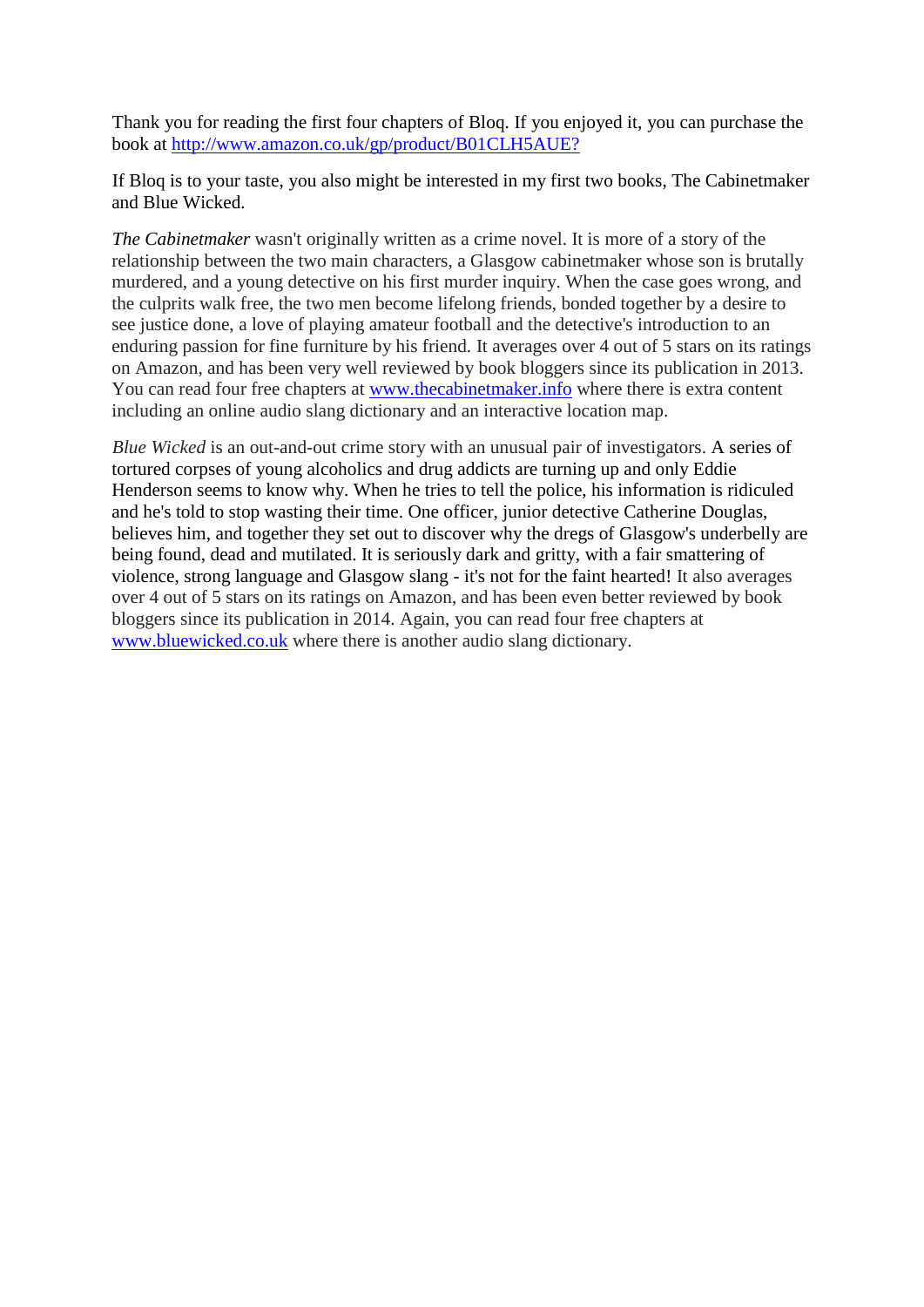Thank you for reading the first four chapters of Bloq. If you enjoyed it, you can purchase the book at [http://www.amazon.co.uk/gp/product/B01CLH5AUE?](http://www.amazon.co.uk/gp/product/B01CLH5AUE?)

If Bloq is to your taste, you also might be interested in my first two books, The Cabinetmaker and Blue Wicked.

*The Cabinetmaker* wasn't originally written as a crime novel. It is more of a story of the relationship between the two main characters, a Glasgow cabinetmaker whose son is brutally murdered, and a young detective on his first murder inquiry. When the case goes wrong, and the culprits walk free, the two men become lifelong friends, bonded together by a desire to see justice done, a love of playing amateur football and the detective's introduction to an enduring passion for fine furniture by his friend. It averages over 4 out of 5 stars on its ratings on Amazon, and has been very well reviewed by book bloggers since its publication in 2013. You can read four free chapters at [www.thecabinetmaker.info](http://www.thecabinetmaker.info) where there is extra content including an online audio slang dictionary and an interactive location map.

*Blue Wicked* is an out-and-out crime story with an unusual pair of investigators. A series of tortured corpses of young alcoholics and drug addicts are turning up and only Eddie Henderson seems to know why. When he tries to tell the police, his information is ridiculed and he's told to stop wasting their time. One officer, junior detective Catherine Douglas, believes him, and together they set out to discover why the dregs of Glasgow's underbelly are being found, dead and mutilated. It is seriously dark and gritty, with a fair smattering of violence, strong language and Glasgow slang - it's not for the faint hearted! It also averages over 4 out of 5 stars on its ratings on Amazon, and has been even better reviewed by book bloggers since its publication in 2014. Again, you can read four free chapters at [www.bluewicked.co.uk](http://www.bluewicked.co.uk) where there is another audio slang dictionary.